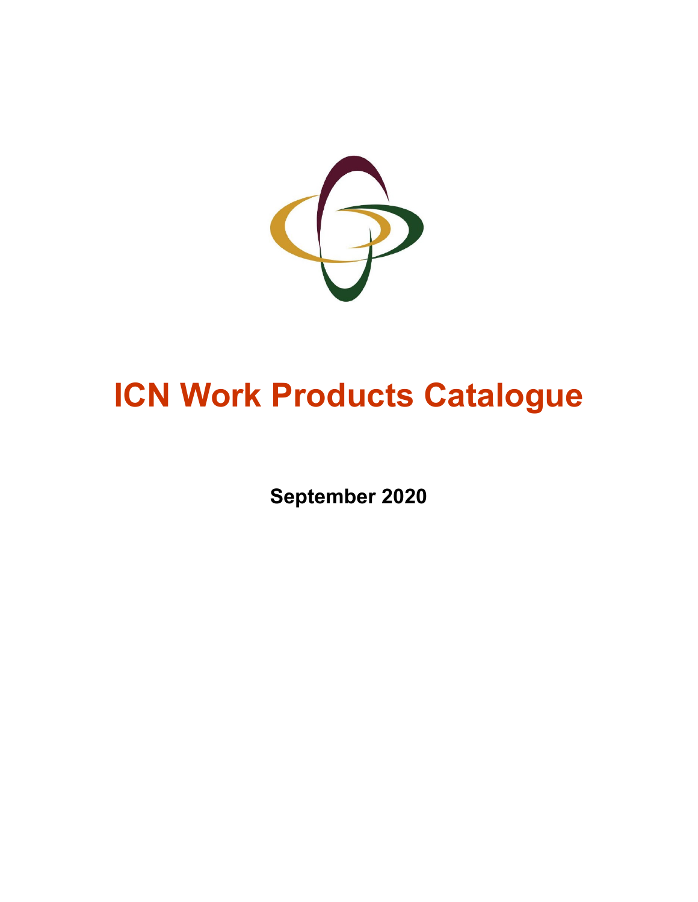# ICN Work Products Catalogue

**September 2020**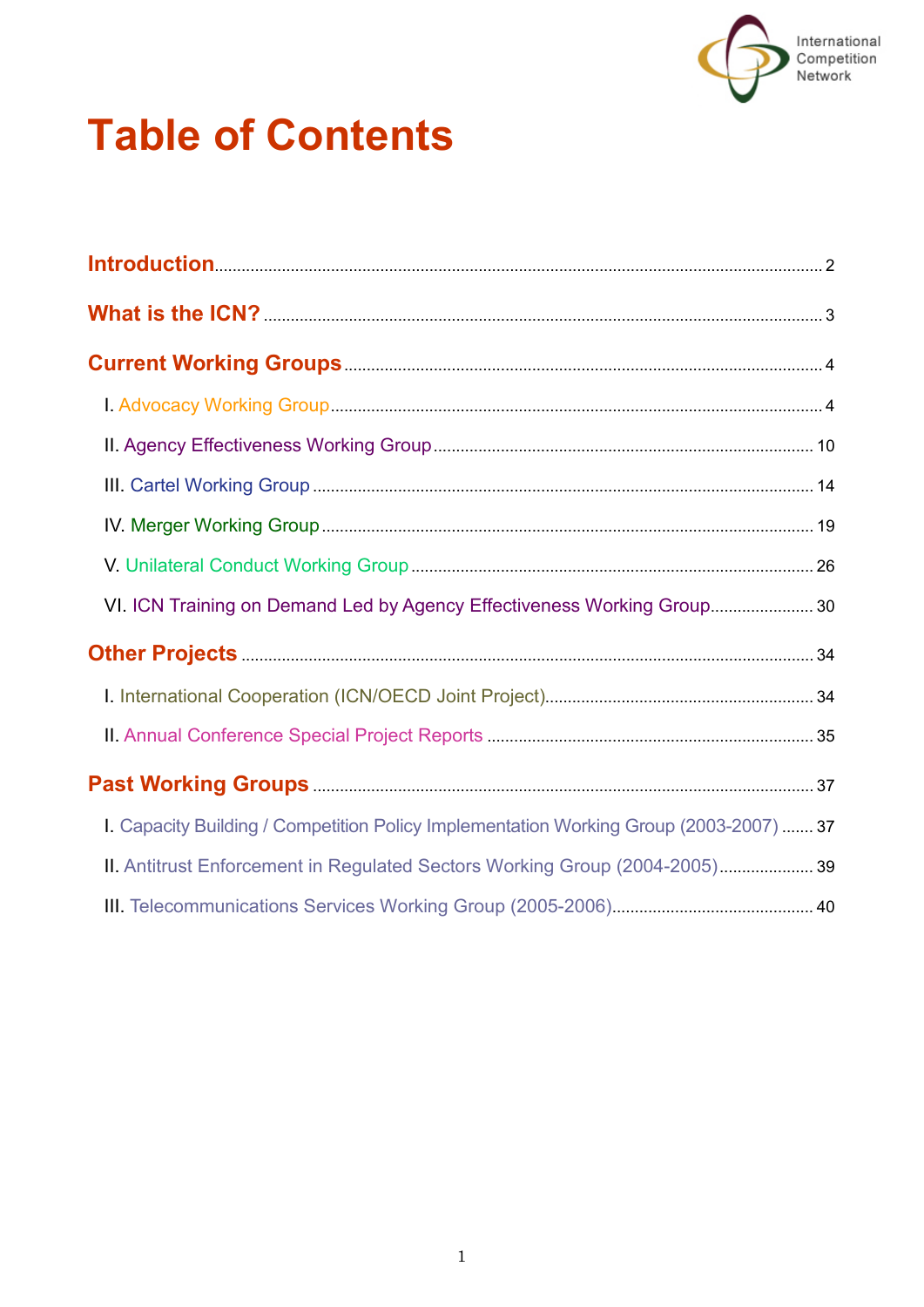# Table of Contents

**Introduction** .......... 2

**What is the ICN?** .......... 3

**Current Working Groups** .......... 4

- I. Advocacy Working Group .......... 4
- II. Agency Effectiveness Working Group .......... 10
- III. Cartel Working Group .......... 14
- IV. Merger Working Group .......... 19
- V. Unilateral Conduct Working Group .......... 26
- VI. ICN Training on Demand Led by Agency Effectiveness Working Group .......... 30

**Other Projects** .......... 34

- I. International Cooperation (ICN/OECD Joint Project) .......... 34
- II. Annual Conference Special Project Reports .......... 35

**Past Working Groups** .......... 37

- I. Capacity Building / Competition Policy Implementation Working Group (2003-2007) .......... 37
- II. Antitrust Enforcement in Regulated Sectors Working Group (2004-2005) .......... 39
- III. Telecommunications Services Working Group (2005-2006) .......... 40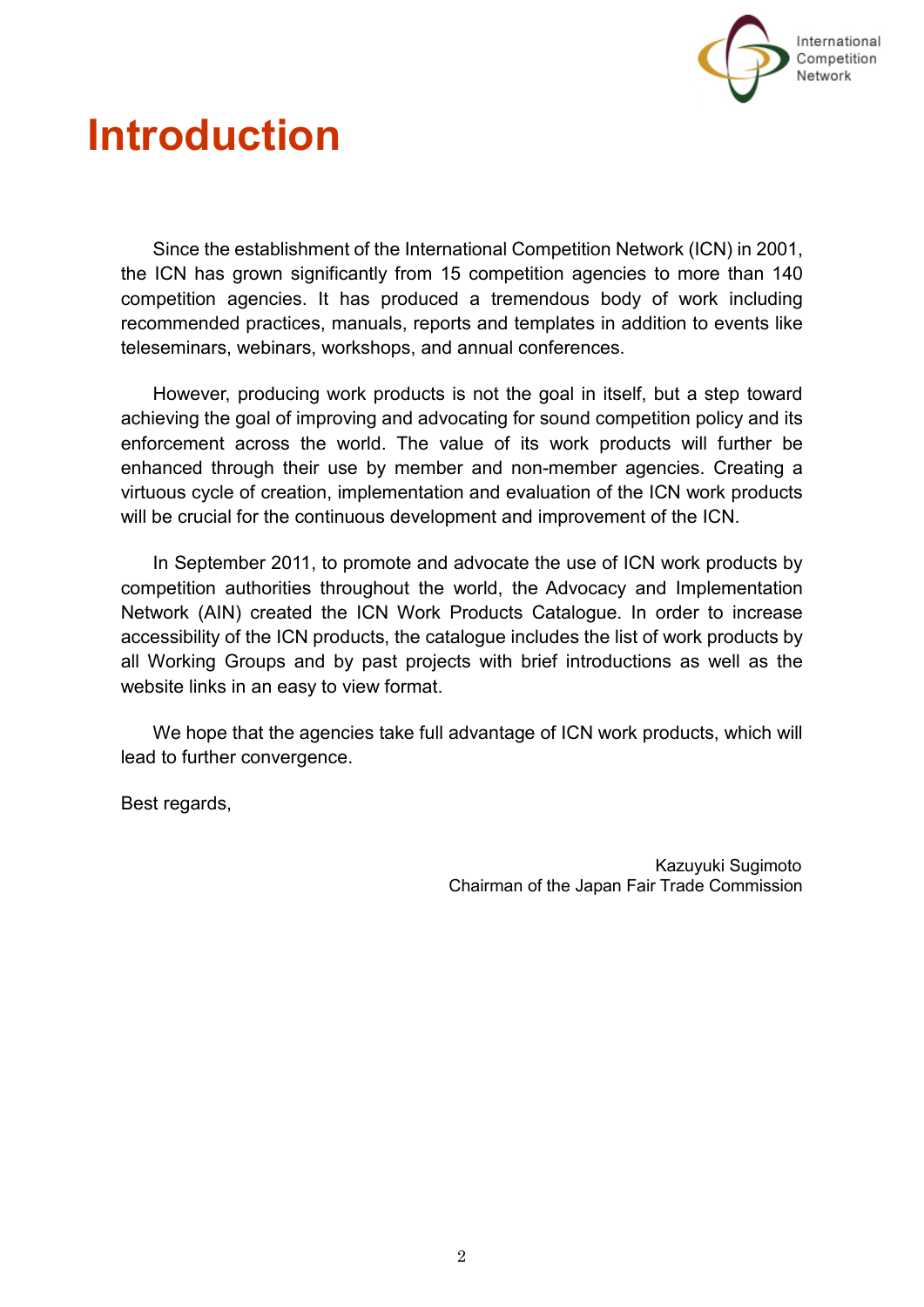# Introduction

Since the establishment of the International Competition Network (ICN) in 2001, the ICN has grown significantly from 15 competition agencies to more than 140 competition agencies. It has produced a tremendous body of work including recommended practices, manuals, reports and templates in addition to events like teleseminars, webinars, workshops, and annual conferences.

However, producing work products is not the goal in itself, but a step toward achieving the goal of improving and advocating for sound competition policy and its enforcement across the world. The value of its work products will further be enhanced through their use by member and non-member agencies. Creating a virtuous cycle of creation, implementation and evaluation of the ICN work products will be crucial for the continuous development and improvement of the ICN.

In September 2011, to promote and advocate the use of ICN work products by competition authorities throughout the world, the Advocacy and Implementation Network (AIN) created the ICN Work Products Catalogue. In order to increase accessibility of the ICN products, the catalogue includes the list of work products by all Working Groups and by past projects with brief introductions as well as the website links in an easy to view format.

We hope that the agencies take full advantage of ICN work products, which will lead to further convergence.

Best regards,

Kazuyuki Sugimoto
Chairman of the Japan Fair Trade Commission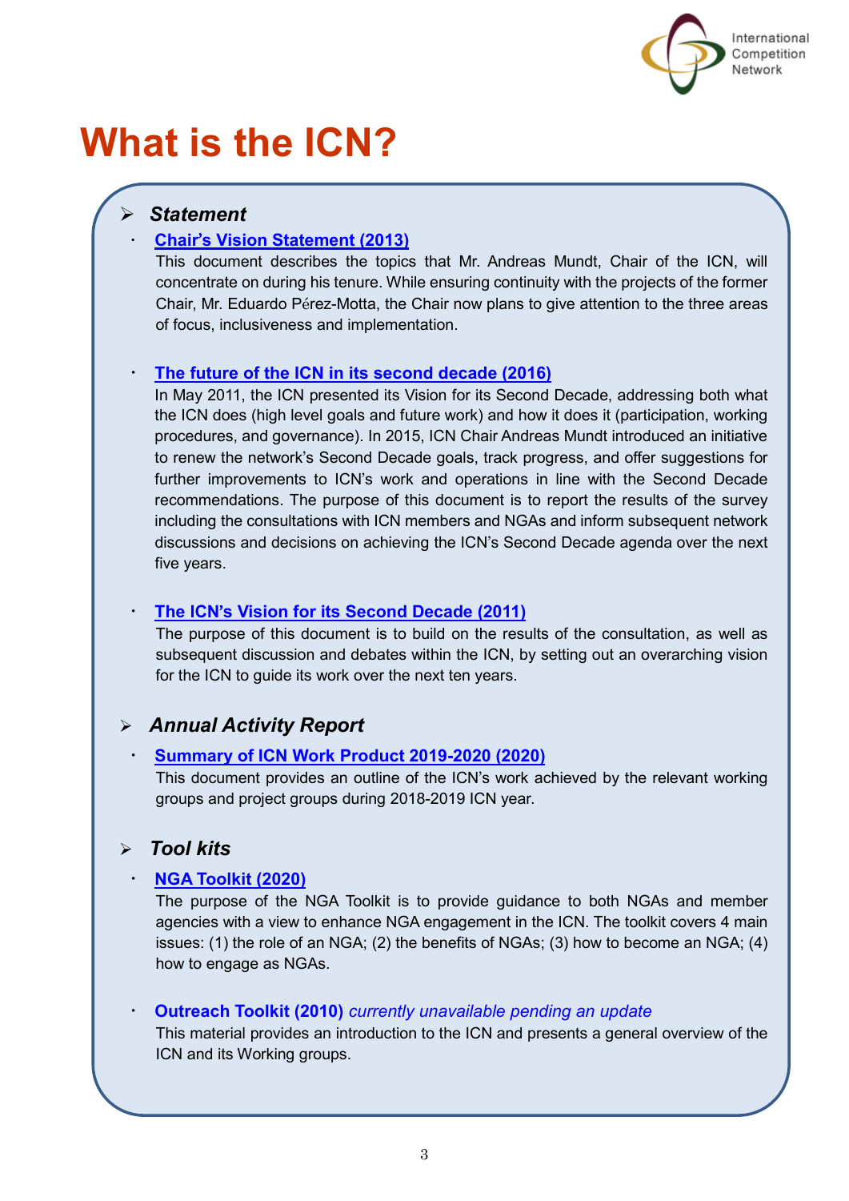# What is the ICN?

## *Statement*

- **Chair's Vision Statement (2013)**
  This document describes the topics that Mr. Andreas Mundt, Chair of the ICN, will concentrate on during his tenure. While ensuring continuity with the projects of the former Chair, Mr. Eduardo Pérez-Motta, the Chair now plans to give attention to the three areas of focus, inclusiveness and implementation.

- **The future of the ICN in its second decade (2016)**
  In May 2011, the ICN presented its Vision for its Second Decade, addressing both what the ICN does (high level goals and future work) and how it does it (participation, working procedures, and governance). In 2015, ICN Chair Andreas Mundt introduced an initiative to renew the network's Second Decade goals, track progress, and offer suggestions for further improvements to ICN's work and operations in line with the Second Decade recommendations. The purpose of this document is to report the results of the survey including the consultations with ICN members and NGAs and inform subsequent network discussions and decisions on achieving the ICN's Second Decade agenda over the next five years.

- **The ICN's Vision for its Second Decade (2011)**
  The purpose of this document is to build on the results of the consultation, as well as subsequent discussion and debates within the ICN, by setting out an overarching vision for the ICN to guide its work over the next ten years.

## *Annual Activity Report*

- **Summary of ICN Work Product 2019-2020 (2020)**
  This document provides an outline of the ICN's work achieved by the relevant working groups and project groups during 2018-2019 ICN year.

## *Tool kits*

- **NGA Toolkit (2020)**
  The purpose of the NGA Toolkit is to provide guidance to both NGAs and member agencies with a view to enhance NGA engagement in the ICN. The toolkit covers 4 main issues: (1) the role of an NGA; (2) the benefits of NGAs; (3) how to become an NGA; (4) how to engage as NGAs.

- **Outreach Toolkit (2010)** *currently unavailable pending an update*
  This material provides an introduction to the ICN and presents a general overview of the ICN and its Working groups.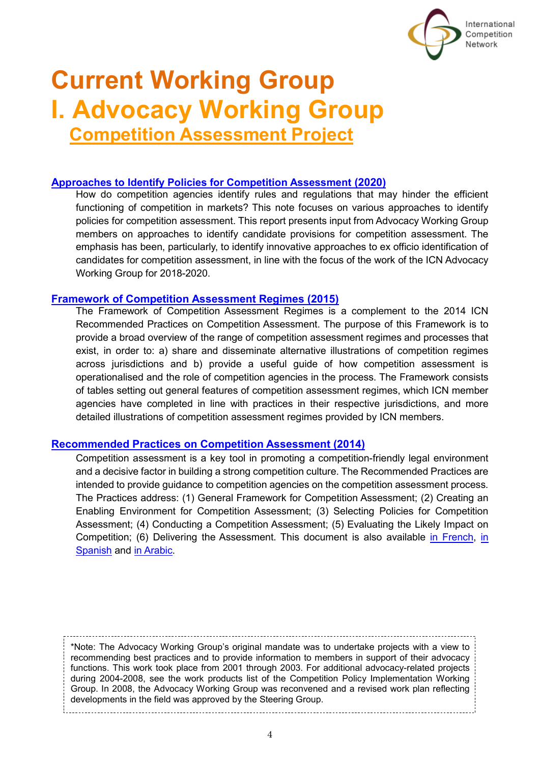# Current Working Group

# I. Advocacy Working Group

## Competition Assessment Project

### Approaches to Identify Policies for Competition Assessment (2020)

How do competition agencies identify rules and regulations that may hinder the efficient functioning of competition in markets? This note focuses on various approaches to identify policies for competition assessment. This report presents input from Advocacy Working Group members on approaches to identify candidate provisions for competition assessment. The emphasis has been, particularly, to identify innovative approaches to ex officio identification of candidates for competition assessment, in line with the focus of the work of the ICN Advocacy Working Group for 2018-2020.

### Framework of Competition Assessment Regimes (2015)

The Framework of Competition Assessment Regimes is a complement to the 2014 ICN Recommended Practices on Competition Assessment. The purpose of this Framework is to provide a broad overview of the range of competition assessment regimes and processes that exist, in order to: a) share and disseminate alternative illustrations of competition regimes across jurisdictions and b) provide a useful guide of how competition assessment is operationalised and the role of competition agencies in the process. The Framework consists of tables setting out general features of competition assessment regimes, which ICN member agencies have completed in line with practices in their respective jurisdictions, and more detailed illustrations of competition assessment regimes provided by ICN members.

### Recommended Practices on Competition Assessment (2014)

Competition assessment is a key tool in promoting a competition-friendly legal environment and a decisive factor in building a strong competition culture. The Recommended Practices are intended to provide guidance to competition agencies on the competition assessment process. The Practices address: (1) General Framework for Competition Assessment; (2) Creating an Enabling Environment for Competition Assessment; (3) Selecting Policies for Competition Assessment; (4) Conducting a Competition Assessment; (5) Evaluating the Likely Impact on Competition; (6) Delivering the Assessment. This document is also available in French, in Spanish and in Arabic.

*Note: The Advocacy Working Group's original mandate was to undertake projects with a view to recommending best practices and to provide information to members in support of their advocacy functions. This work took place from 2001 through 2003. For additional advocacy-related projects during 2004-2008, see the work products list of the Competition Policy Implementation Working Group. In 2008, the Advocacy Working Group was reconvened and a revised work plan reflecting developments in the field was approved by the Steering Group.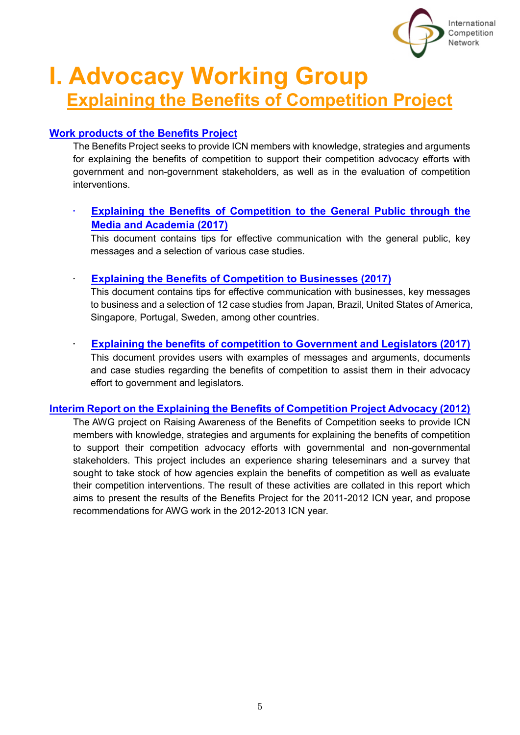# I. Advocacy Working Group

## Explaining the Benefits of Competition Project

### Work products of the Benefits Project

The Benefits Project seeks to provide ICN members with knowledge, strategies and arguments for explaining the benefits of competition to support their competition advocacy efforts with government and non-government stakeholders, as well as in the evaluation of competition interventions.

- **Explaining the Benefits of Competition to the General Public through the Media and Academia (2017)**
  This document contains tips for effective communication with the general public, key messages and a selection of various case studies.

- **Explaining the Benefits of Competition to Businesses (2017)**
  This document contains tips for effective communication with businesses, key messages to business and a selection of 12 case studies from Japan, Brazil, United States of America, Singapore, Portugal, Sweden, among other countries.

- **Explaining the benefits of competition to Government and Legislators (2017)**
  This document provides users with examples of messages and arguments, documents and case studies regarding the benefits of competition to assist them in their advocacy effort to government and legislators.

### Interim Report on the Explaining the Benefits of Competition Project Advocacy (2012)

The AWG project on Raising Awareness of the Benefits of Competition seeks to provide ICN members with knowledge, strategies and arguments for explaining the benefits of competition to support their competition advocacy efforts with governmental and non-governmental stakeholders. This project includes an experience sharing teleseminars and a survey that sought to take stock of how agencies explain the benefits of competition as well as evaluate their competition interventions. The result of these activities are collated in this report which aims to present the results of the Benefits Project for the 2011-2012 ICN year, and propose recommendations for AWG work in the 2012-2013 ICN year.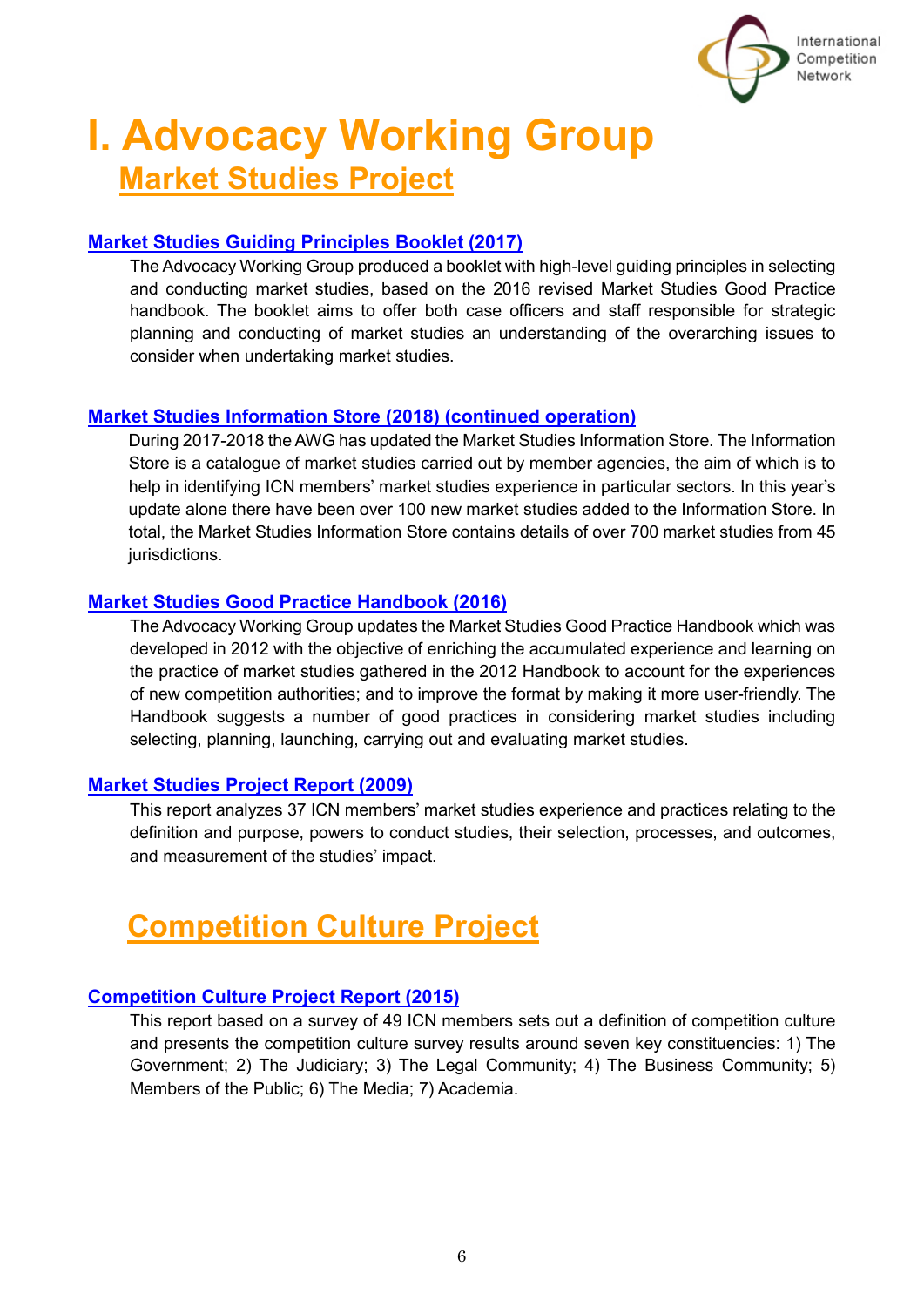# I. Advocacy Working Group

## Market Studies Project

### Market Studies Guiding Principles Booklet (2017)

The Advocacy Working Group produced a booklet with high-level guiding principles in selecting and conducting market studies, based on the 2016 revised Market Studies Good Practice handbook. The booklet aims to offer both case officers and staff responsible for strategic planning and conducting of market studies an understanding of the overarching issues to consider when undertaking market studies.

### Market Studies Information Store (2018) (continued operation)

During 2017-2018 the AWG has updated the Market Studies Information Store. The Information Store is a catalogue of market studies carried out by member agencies, the aim of which is to help in identifying ICN members' market studies experience in particular sectors. In this year's update alone there have been over 100 new market studies added to the Information Store. In total, the Market Studies Information Store contains details of over 700 market studies from 45 jurisdictions.

### Market Studies Good Practice Handbook (2016)

The Advocacy Working Group updates the Market Studies Good Practice Handbook which was developed in 2012 with the objective of enriching the accumulated experience and learning on the practice of market studies gathered in the 2012 Handbook to account for the experiences of new competition authorities; and to improve the format by making it more user-friendly. The Handbook suggests a number of good practices in considering market studies including selecting, planning, launching, carrying out and evaluating market studies.

### Market Studies Project Report (2009)

This report analyzes 37 ICN members' market studies experience and practices relating to the definition and purpose, powers to conduct studies, their selection, processes, and outcomes, and measurement of the studies' impact.

## Competition Culture Project

### Competition Culture Project Report (2015)

This report based on a survey of 49 ICN members sets out a definition of competition culture and presents the competition culture survey results around seven key constituencies: 1) The Government; 2) The Judiciary; 3) The Legal Community; 4) The Business Community; 5) Members of the Public; 6) The Media; 7) Academia.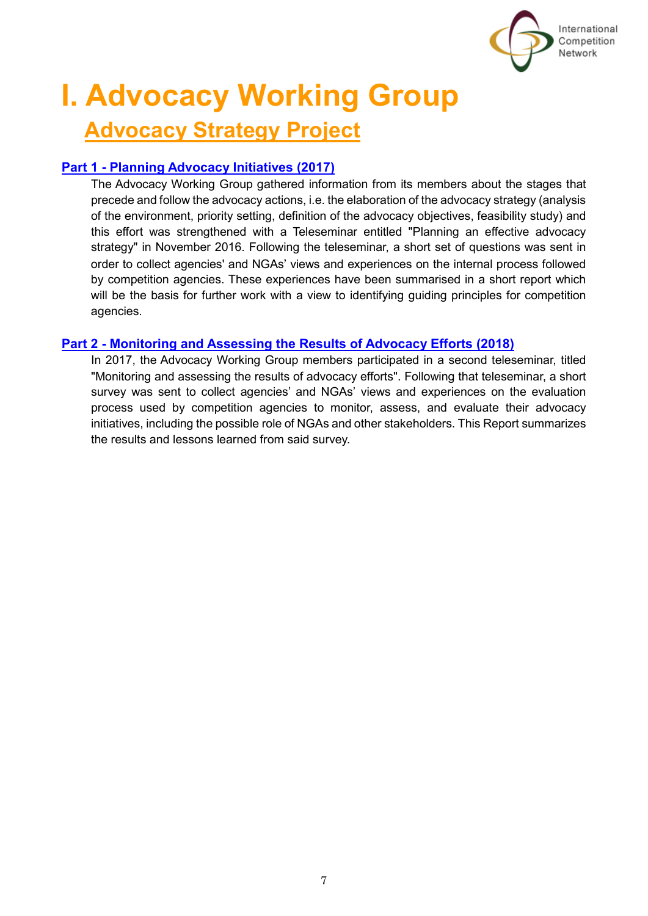# I. Advocacy Working Group

## Advocacy Strategy Project

### Part 1 - Planning Advocacy Initiatives (2017)

The Advocacy Working Group gathered information from its members about the stages that precede and follow the advocacy actions, i.e. the elaboration of the advocacy strategy (analysis of the environment, priority setting, definition of the advocacy objectives, feasibility study) and this effort was strengthened with a Teleseminar entitled "Planning an effective advocacy strategy" in November 2016. Following the teleseminar, a short set of questions was sent in order to collect agencies' and NGAs' views and experiences on the internal process followed by competition agencies. These experiences have been summarised in a short report which will be the basis for further work with a view to identifying guiding principles for competition agencies.

### Part 2 - Monitoring and Assessing the Results of Advocacy Efforts (2018)

In 2017, the Advocacy Working Group members participated in a second teleseminar, titled "Monitoring and assessing the results of advocacy efforts". Following that teleseminar, a short survey was sent to collect agencies' and NGAs' views and experiences on the evaluation process used by competition agencies to monitor, assess, and evaluate their advocacy initiatives, including the possible role of NGAs and other stakeholders. This Report summarizes the results and lessons learned from said survey.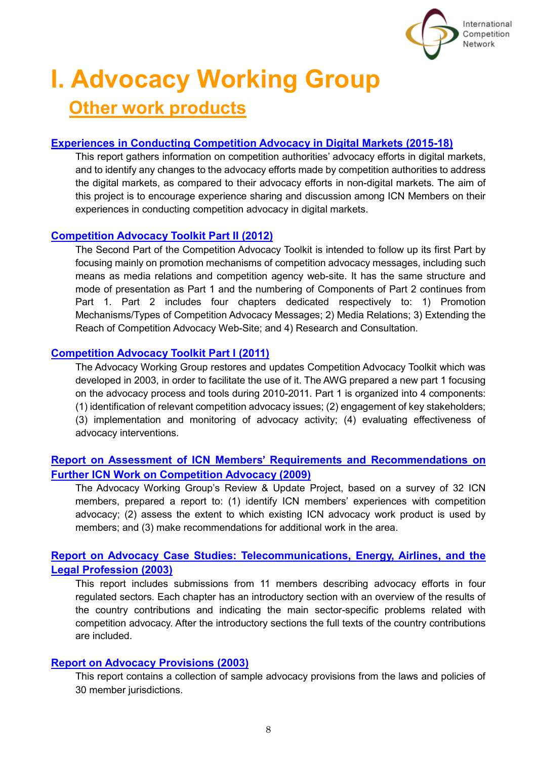# I. Advocacy Working Group

## Other work products

### Experiences in Conducting Competition Advocacy in Digital Markets (2015-18)

This report gathers information on competition authorities' advocacy efforts in digital markets, and to identify any changes to the advocacy efforts made by competition authorities to address the digital markets, as compared to their advocacy efforts in non-digital markets. The aim of this project is to encourage experience sharing and discussion among ICN Members on their experiences in conducting competition advocacy in digital markets.

### Competition Advocacy Toolkit Part II (2012)

The Second Part of the Competition Advocacy Toolkit is intended to follow up its first Part by focusing mainly on promotion mechanisms of competition advocacy messages, including such means as media relations and competition agency web-site. It has the same structure and mode of presentation as Part 1 and the numbering of Components of Part 2 continues from Part 1. Part 2 includes four chapters dedicated respectively to: 1) Promotion Mechanisms/Types of Competition Advocacy Messages; 2) Media Relations; 3) Extending the Reach of Competition Advocacy Web-Site; and 4) Research and Consultation.

### Competition Advocacy Toolkit Part I (2011)

The Advocacy Working Group restores and updates Competition Advocacy Toolkit which was developed in 2003, in order to facilitate the use of it. The AWG prepared a new part 1 focusing on the advocacy process and tools during 2010-2011. Part 1 is organized into 4 components: (1) identification of relevant competition advocacy issues; (2) engagement of key stakeholders; (3) implementation and monitoring of advocacy activity; (4) evaluating effectiveness of advocacy interventions.

### Report on Assessment of ICN Members' Requirements and Recommendations on Further ICN Work on Competition Advocacy (2009)

The Advocacy Working Group's Review & Update Project, based on a survey of 32 ICN members, prepared a report to: (1) identify ICN members' experiences with competition advocacy; (2) assess the extent to which existing ICN advocacy work product is used by members; and (3) make recommendations for additional work in the area.

### Report on Advocacy Case Studies: Telecommunications, Energy, Airlines, and the Legal Profession (2003)

This report includes submissions from 11 members describing advocacy efforts in four regulated sectors. Each chapter has an introductory section with an overview of the results of the country contributions and indicating the main sector-specific problems related with competition advocacy. After the introductory sections the full texts of the country contributions are included.

### Report on Advocacy Provisions (2003)

This report contains a collection of sample advocacy provisions from the laws and policies of 30 member jurisdictions.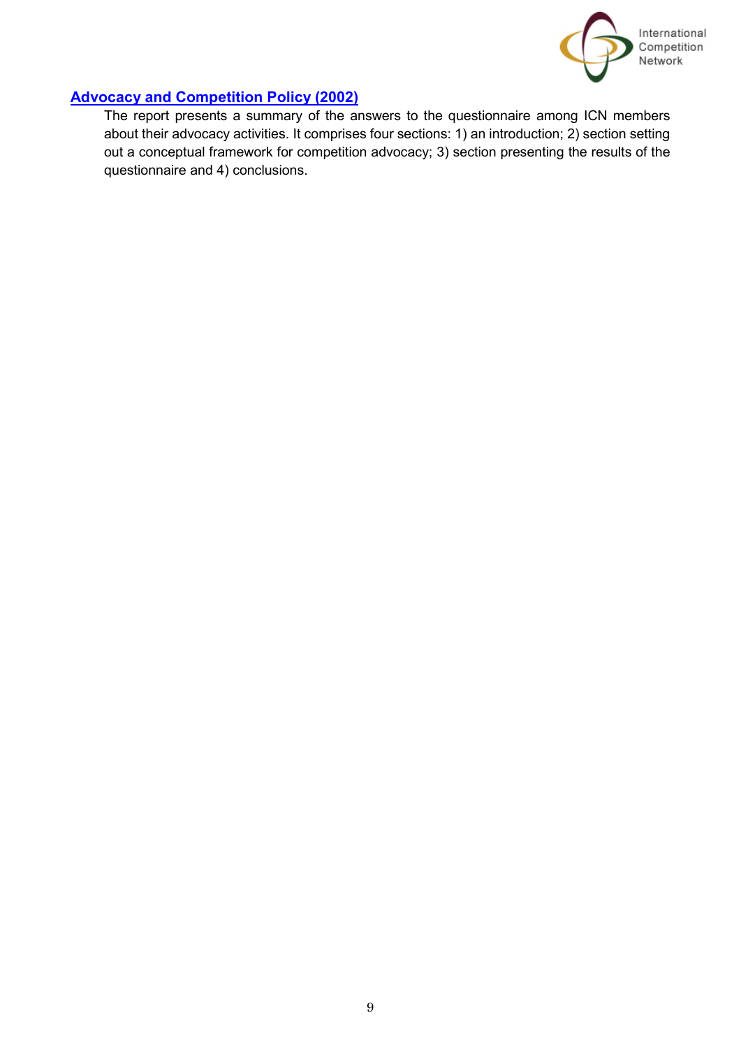**Advocacy and Competition Policy (2002)**

The report presents a summary of the answers to the questionnaire among ICN members about their advocacy activities. It comprises four sections: 1) an introduction; 2) section setting out a conceptual framework for competition advocacy; 3) section presenting the results of the questionnaire and 4) conclusions.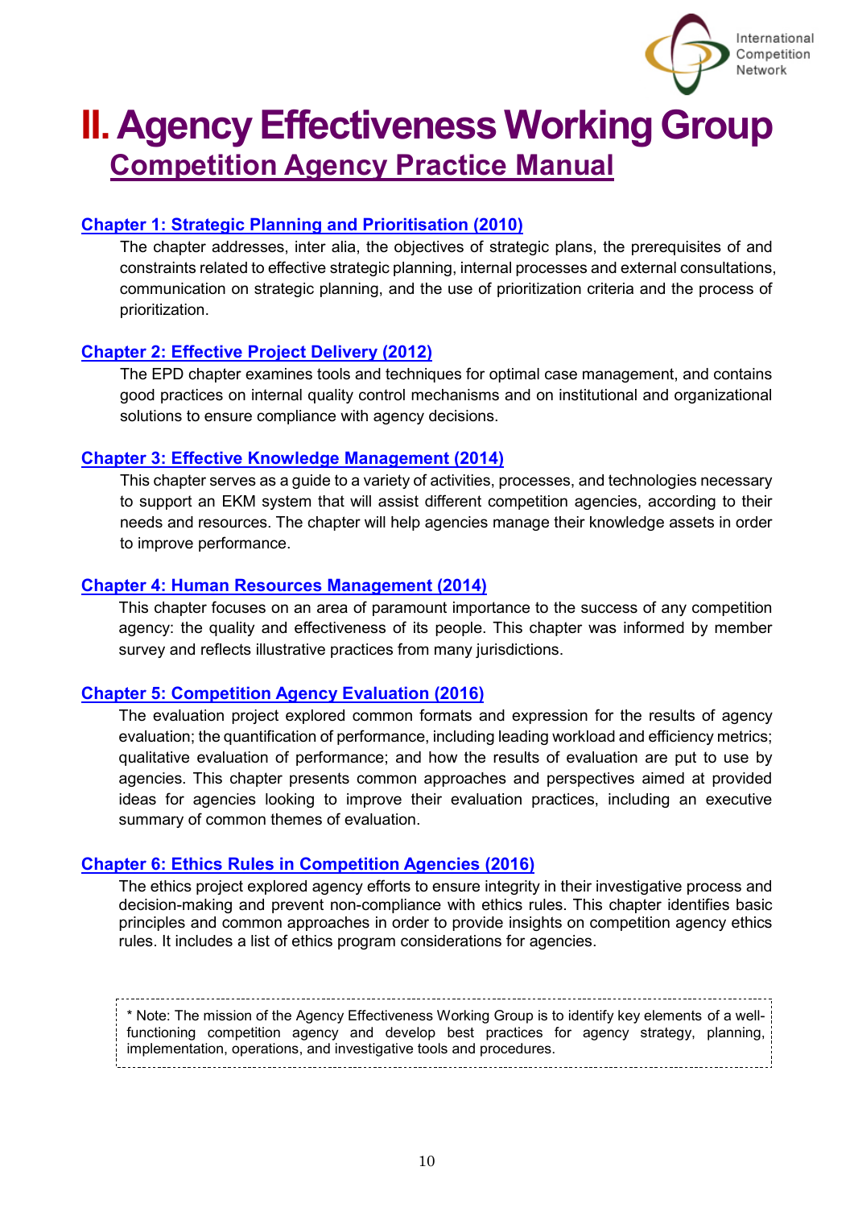# II. Agency Effectiveness Working Group

## Competition Agency Practice Manual

### Chapter 1: Strategic Planning and Prioritisation (2010)

The chapter addresses, inter alia, the objectives of strategic plans, the prerequisites of and constraints related to effective strategic planning, internal processes and external consultations, communication on strategic planning, and the use of prioritization criteria and the process of prioritization.

### Chapter 2: Effective Project Delivery (2012)

The EPD chapter examines tools and techniques for optimal case management, and contains good practices on internal quality control mechanisms and on institutional and organizational solutions to ensure compliance with agency decisions.

### Chapter 3: Effective Knowledge Management (2014)

This chapter serves as a guide to a variety of activities, processes, and technologies necessary to support an EKM system that will assist different competition agencies, according to their needs and resources. The chapter will help agencies manage their knowledge assets in order to improve performance.

### Chapter 4: Human Resources Management (2014)

This chapter focuses on an area of paramount importance to the success of any competition agency: the quality and effectiveness of its people. This chapter was informed by member survey and reflects illustrative practices from many jurisdictions.

### Chapter 5: Competition Agency Evaluation (2016)

The evaluation project explored common formats and expression for the results of agency evaluation; the quantification of performance, including leading workload and efficiency metrics; qualitative evaluation of performance; and how the results of evaluation are put to use by agencies. This chapter presents common approaches and perspectives aimed at provided ideas for agencies looking to improve their evaluation practices, including an executive summary of common themes of evaluation.

### Chapter 6: Ethics Rules in Competition Agencies (2016)

The ethics project explored agency efforts to ensure integrity in their investigative process and decision-making and prevent non-compliance with ethics rules. This chapter identifies basic principles and common approaches in order to provide insights on competition agency ethics rules. It includes a list of ethics program considerations for agencies.

* Note: The mission of the Agency Effectiveness Working Group is to identify key elements of a well-functioning competition agency and develop best practices for agency strategy, planning, implementation, operations, and investigative tools and procedures.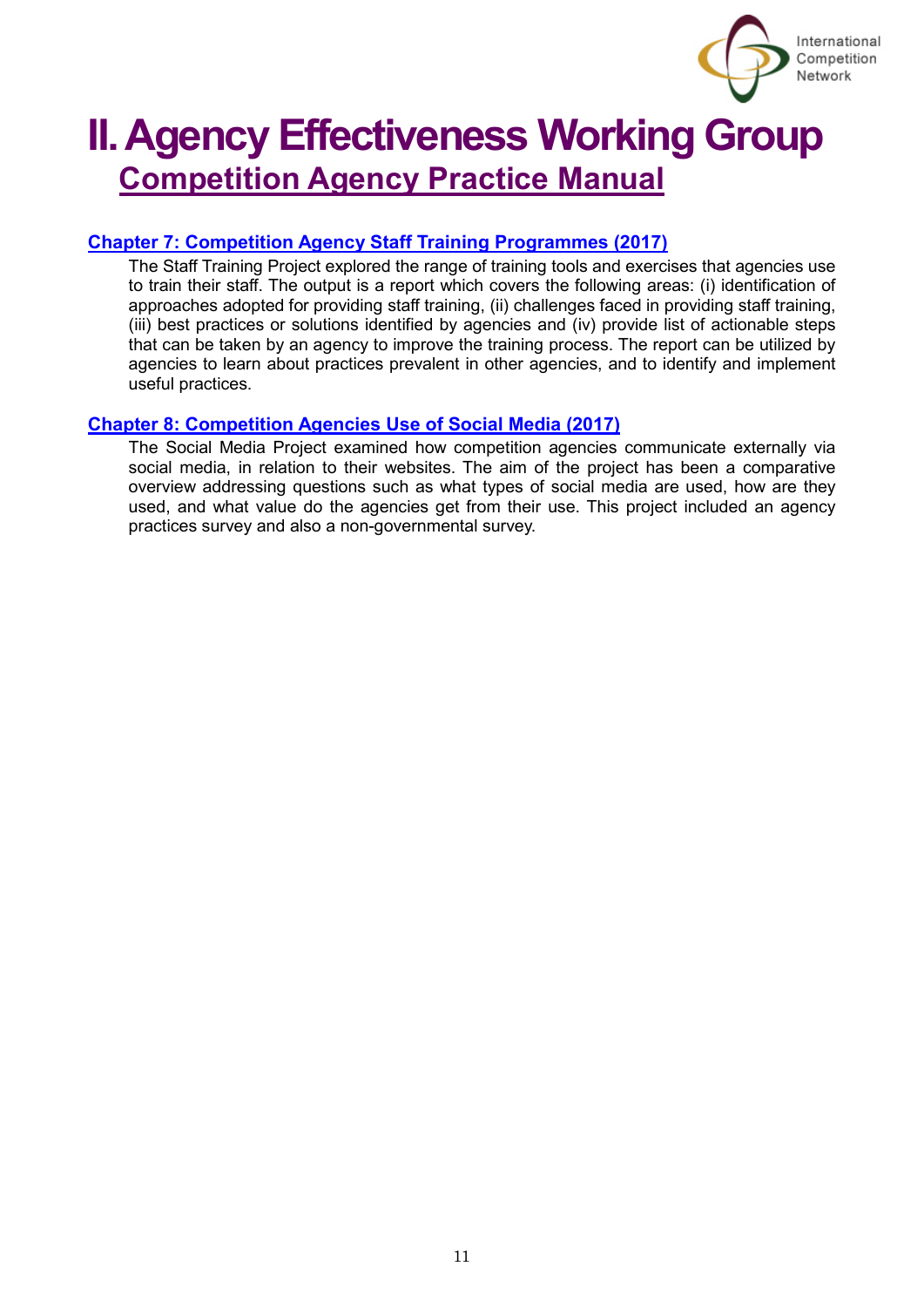# II. Agency Effectiveness Working Group

## Competition Agency Practice Manual

### Chapter 7: Competition Agency Staff Training Programmes (2017)

The Staff Training Project explored the range of training tools and exercises that agencies use to train their staff. The output is a report which covers the following areas: (i) identification of approaches adopted for providing staff training, (ii) challenges faced in providing staff training, (iii) best practices or solutions identified by agencies and (iv) provide list of actionable steps that can be taken by an agency to improve the training process. The report can be utilized by agencies to learn about practices prevalent in other agencies, and to identify and implement useful practices.

### Chapter 8: Competition Agencies Use of Social Media (2017)

The Social Media Project examined how competition agencies communicate externally via social media, in relation to their websites. The aim of the project has been a comparative overview addressing questions such as what types of social media are used, how are they used, and what value do the agencies get from their use. This project included an agency practices survey and also a non-governmental survey.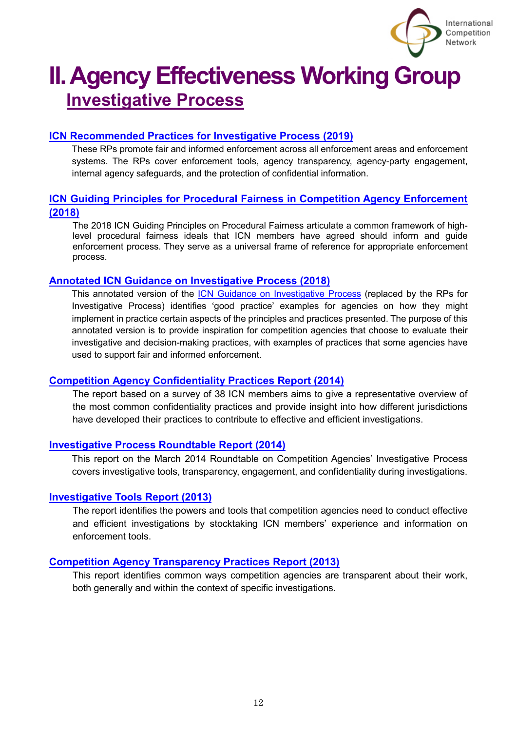# II. Agency Effectiveness Working Group

## Investigative Process

### ICN Recommended Practices for Investigative Process (2019)

These RPs promote fair and informed enforcement across all enforcement areas and enforcement systems. The RPs cover enforcement tools, agency transparency, agency-party engagement, internal agency safeguards, and the protection of confidential information.

### ICN Guiding Principles for Procedural Fairness in Competition Agency Enforcement (2018)

The 2018 ICN Guiding Principles on Procedural Fairness articulate a common framework of high-level procedural fairness ideals that ICN members have agreed should inform and guide enforcement process. They serve as a universal frame of reference for appropriate enforcement process.

### Annotated ICN Guidance on Investigative Process (2018)

This annotated version of the ICN Guidance on Investigative Process (replaced by the RPs for Investigative Process) identifies 'good practice' examples for agencies on how they might implement in practice certain aspects of the principles and practices presented. The purpose of this annotated version is to provide inspiration for competition agencies that choose to evaluate their investigative and decision-making practices, with examples of practices that some agencies have used to support fair and informed enforcement.

### Competition Agency Confidentiality Practices Report (2014)

The report based on a survey of 38 ICN members aims to give a representative overview of the most common confidentiality practices and provide insight into how different jurisdictions have developed their practices to contribute to effective and efficient investigations.

### Investigative Process Roundtable Report (2014)

This report on the March 2014 Roundtable on Competition Agencies' Investigative Process covers investigative tools, transparency, engagement, and confidentiality during investigations.

### Investigative Tools Report (2013)

The report identifies the powers and tools that competition agencies need to conduct effective and efficient investigations by stocktaking ICN members' experience and information on enforcement tools.

### Competition Agency Transparency Practices Report (2013)

This report identifies common ways competition agencies are transparent about their work, both generally and within the context of specific investigations.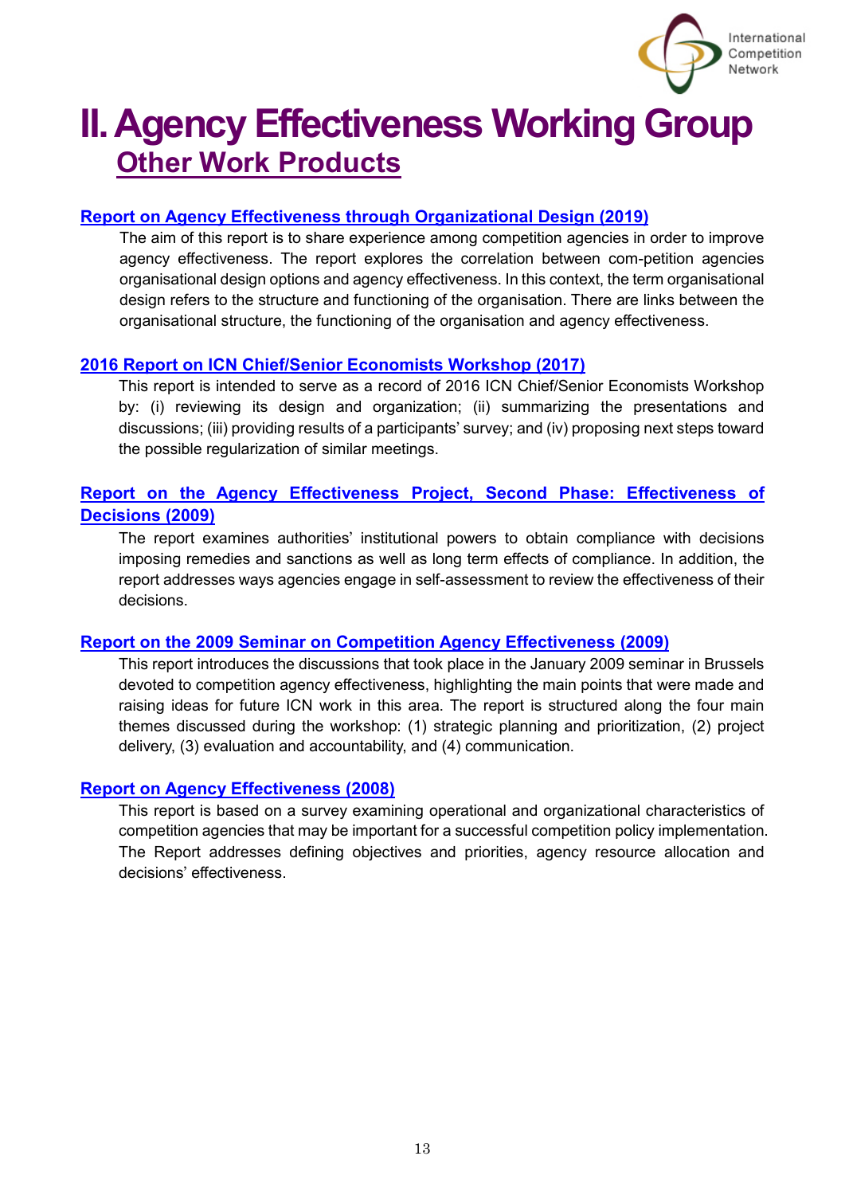# II. Agency Effectiveness Working Group

## Other Work Products

### Report on Agency Effectiveness through Organizational Design (2019)

The aim of this report is to share experience among competition agencies in order to improve agency effectiveness. The report explores the correlation between com-petition agencies organisational design options and agency effectiveness. In this context, the term organisational design refers to the structure and functioning of the organisation. There are links between the organisational structure, the functioning of the organisation and agency effectiveness.

### 2016 Report on ICN Chief/Senior Economists Workshop (2017)

This report is intended to serve as a record of 2016 ICN Chief/Senior Economists Workshop by: (i) reviewing its design and organization; (ii) summarizing the presentations and discussions; (iii) providing results of a participants' survey; and (iv) proposing next steps toward the possible regularization of similar meetings.

### Report on the Agency Effectiveness Project, Second Phase: Effectiveness of Decisions (2009)

The report examines authorities' institutional powers to obtain compliance with decisions imposing remedies and sanctions as well as long term effects of compliance. In addition, the report addresses ways agencies engage in self-assessment to review the effectiveness of their decisions.

### Report on the 2009 Seminar on Competition Agency Effectiveness (2009)

This report introduces the discussions that took place in the January 2009 seminar in Brussels devoted to competition agency effectiveness, highlighting the main points that were made and raising ideas for future ICN work in this area. The report is structured along the four main themes discussed during the workshop: (1) strategic planning and prioritization, (2) project delivery, (3) evaluation and accountability, and (4) communication.

### Report on Agency Effectiveness (2008)

This report is based on a survey examining operational and organizational characteristics of competition agencies that may be important for a successful competition policy implementation. The Report addresses defining objectives and priorities, agency resource allocation and decisions' effectiveness.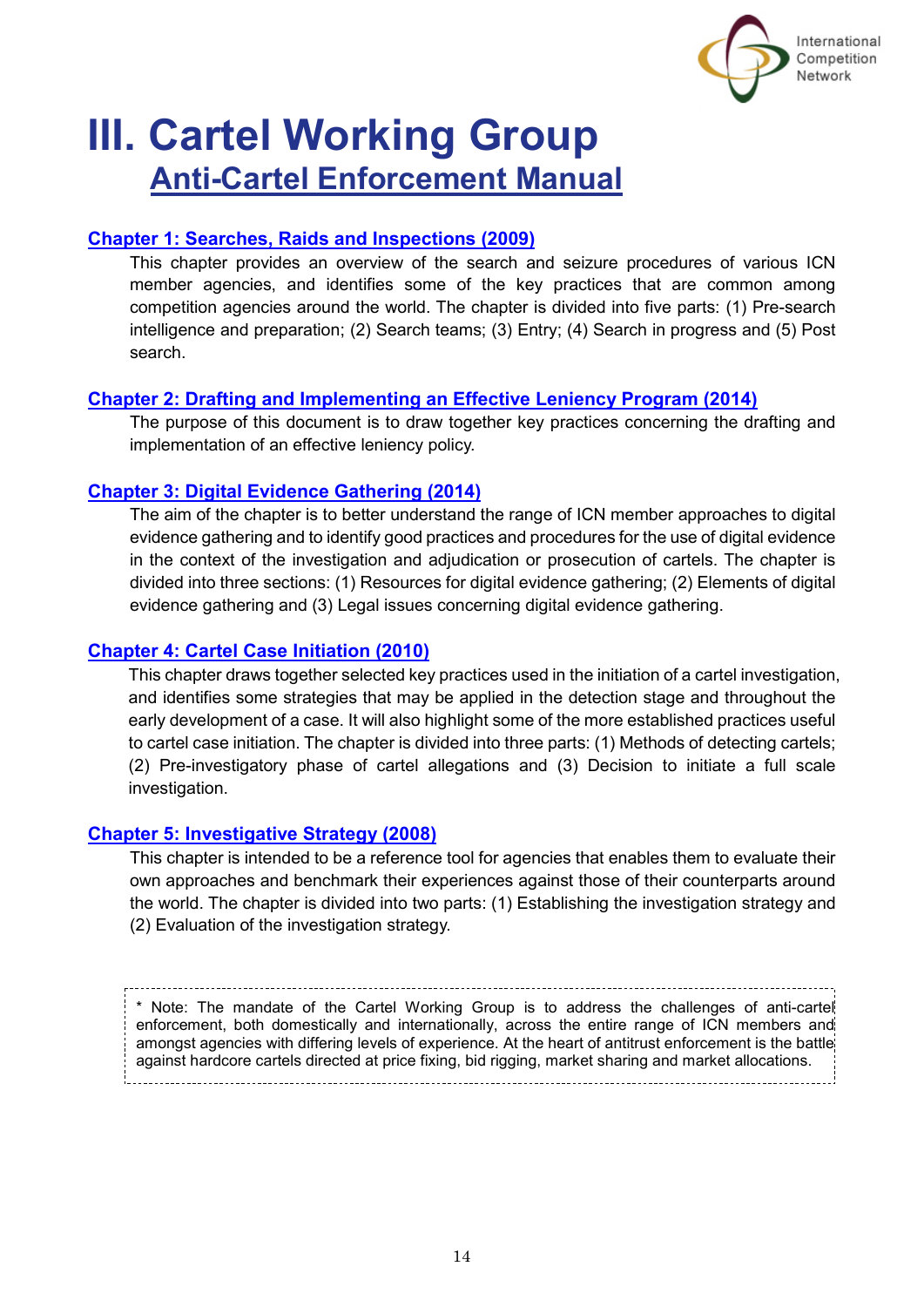# III. Cartel Working Group

## Anti-Cartel Enforcement Manual

### Chapter 1: Searches, Raids and Inspections (2009)

This chapter provides an overview of the search and seizure procedures of various ICN member agencies, and identifies some of the key practices that are common among competition agencies around the world. The chapter is divided into five parts: (1) Pre-search intelligence and preparation; (2) Search teams; (3) Entry; (4) Search in progress and (5) Post search.

### Chapter 2: Drafting and Implementing an Effective Leniency Program (2014)

The purpose of this document is to draw together key practices concerning the drafting and implementation of an effective leniency policy.

### Chapter 3: Digital Evidence Gathering (2014)

The aim of the chapter is to better understand the range of ICN member approaches to digital evidence gathering and to identify good practices and procedures for the use of digital evidence in the context of the investigation and adjudication or prosecution of cartels. The chapter is divided into three sections: (1) Resources for digital evidence gathering; (2) Elements of digital evidence gathering and (3) Legal issues concerning digital evidence gathering.

### Chapter 4: Cartel Case Initiation (2010)

This chapter draws together selected key practices used in the initiation of a cartel investigation, and identifies some strategies that may be applied in the detection stage and throughout the early development of a case. It will also highlight some of the more established practices useful to cartel case initiation. The chapter is divided into three parts: (1) Methods of detecting cartels; (2) Pre-investigatory phase of cartel allegations and (3) Decision to initiate a full scale investigation.

### Chapter 5: Investigative Strategy (2008)

This chapter is intended to be a reference tool for agencies that enables them to evaluate their own approaches and benchmark their experiences against those of their counterparts around the world. The chapter is divided into two parts: (1) Establishing the investigation strategy and (2) Evaluation of the investigation strategy.

> * Note: The mandate of the Cartel Working Group is to address the challenges of anti-cartel enforcement, both domestically and internationally, across the entire range of ICN members and amongst agencies with differing levels of experience. At the heart of antitrust enforcement is the battle against hardcore cartels directed at price fixing, bid rigging, market sharing and market allocations.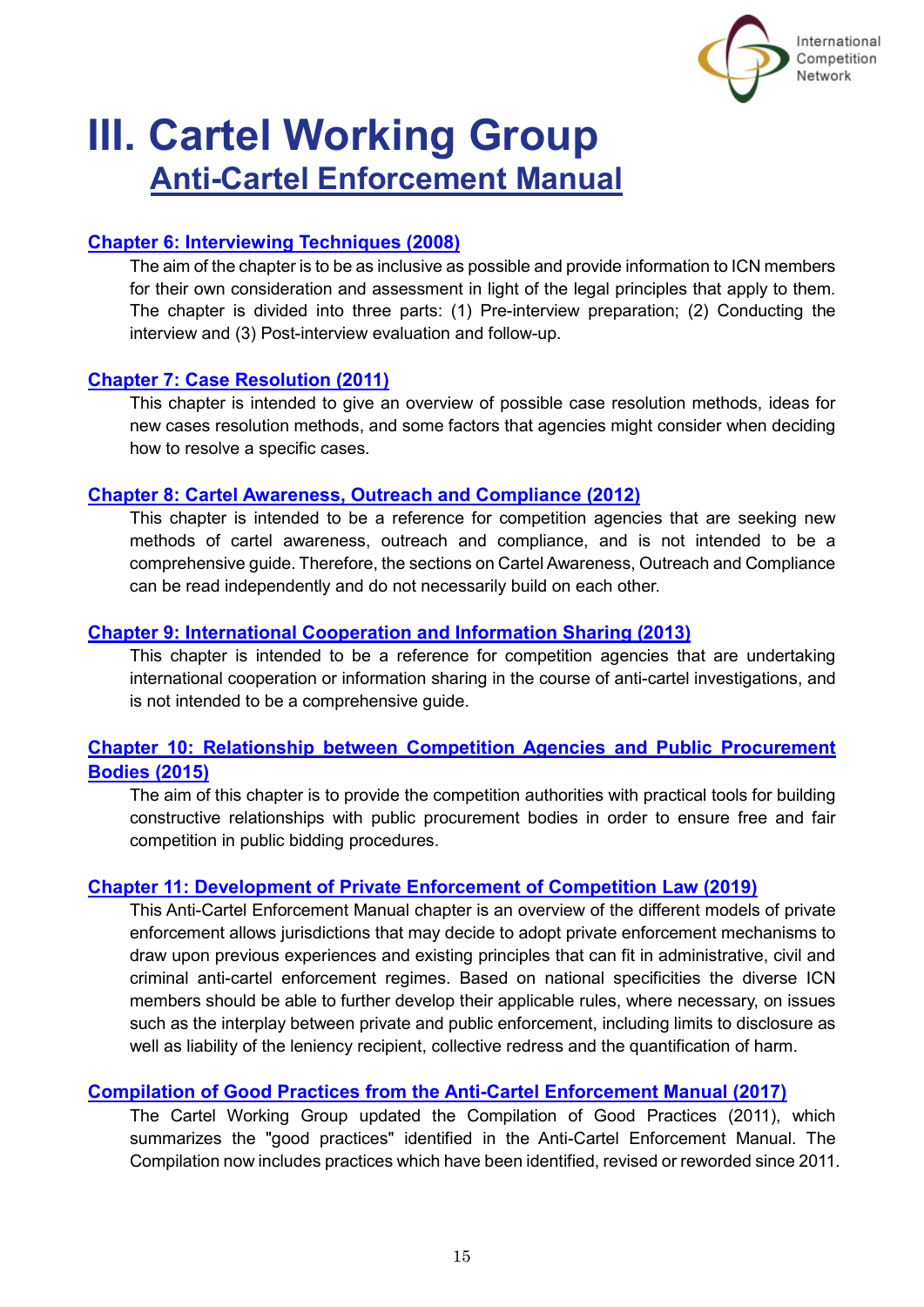# III. Cartel Working Group

## Anti-Cartel Enforcement Manual

### Chapter 6: Interviewing Techniques (2008)

The aim of the chapter is to be as inclusive as possible and provide information to ICN members for their own consideration and assessment in light of the legal principles that apply to them. The chapter is divided into three parts: (1) Pre-interview preparation; (2) Conducting the interview and (3) Post-interview evaluation and follow-up.

### Chapter 7: Case Resolution (2011)

This chapter is intended to give an overview of possible case resolution methods, ideas for new cases resolution methods, and some factors that agencies might consider when deciding how to resolve a specific cases.

### Chapter 8: Cartel Awareness, Outreach and Compliance (2012)

This chapter is intended to be a reference for competition agencies that are seeking new methods of cartel awareness, outreach and compliance, and is not intended to be a comprehensive guide. Therefore, the sections on Cartel Awareness, Outreach and Compliance can be read independently and do not necessarily build on each other.

### Chapter 9: International Cooperation and Information Sharing (2013)

This chapter is intended to be a reference for competition agencies that are undertaking international cooperation or information sharing in the course of anti-cartel investigations, and is not intended to be a comprehensive guide.

### Chapter 10: Relationship between Competition Agencies and Public Procurement Bodies (2015)

The aim of this chapter is to provide the competition authorities with practical tools for building constructive relationships with public procurement bodies in order to ensure free and fair competition in public bidding procedures.

### Chapter 11: Development of Private Enforcement of Competition Law (2019)

This Anti-Cartel Enforcement Manual chapter is an overview of the different models of private enforcement allows jurisdictions that may decide to adopt private enforcement mechanisms to draw upon previous experiences and existing principles that can fit in administrative, civil and criminal anti-cartel enforcement regimes. Based on national specificities the diverse ICN members should be able to further develop their applicable rules, where necessary, on issues such as the interplay between private and public enforcement, including limits to disclosure as well as liability of the leniency recipient, collective redress and the quantification of harm.

### Compilation of Good Practices from the Anti-Cartel Enforcement Manual (2017)

The Cartel Working Group updated the Compilation of Good Practices (2011), which summarizes the "good practices" identified in the Anti-Cartel Enforcement Manual. The Compilation now includes practices which have been identified, revised or reworded since 2011.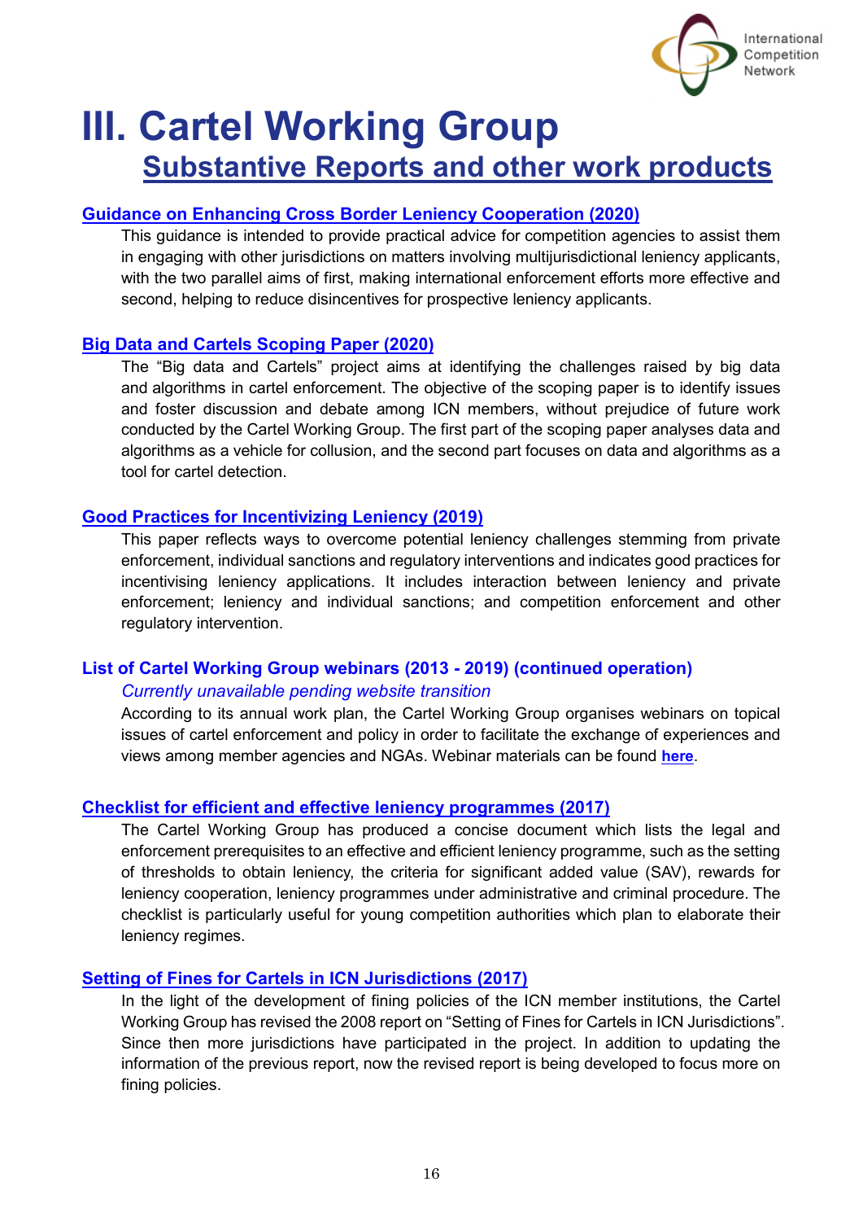# III. Cartel Working Group

## Substantive Reports and other work products

### Guidance on Enhancing Cross Border Leniency Cooperation (2020)

This guidance is intended to provide practical advice for competition agencies to assist them in engaging with other jurisdictions on matters involving multijurisdictional leniency applicants, with the two parallel aims of first, making international enforcement efforts more effective and second, helping to reduce disincentives for prospective leniency applicants.

### Big Data and Cartels Scoping Paper (2020)

The "Big data and Cartels" project aims at identifying the challenges raised by big data and algorithms in cartel enforcement. The objective of the scoping paper is to identify issues and foster discussion and debate among ICN members, without prejudice of future work conducted by the Cartel Working Group. The first part of the scoping paper analyses data and algorithms as a vehicle for collusion, and the second part focuses on data and algorithms as a tool for cartel detection.

### Good Practices for Incentivizing Leniency (2019)

This paper reflects ways to overcome potential leniency challenges stemming from private enforcement, individual sanctions and regulatory interventions and indicates good practices for incentivising leniency applications. It includes interaction between leniency and private enforcement; leniency and individual sanctions; and competition enforcement and other regulatory intervention.

### List of Cartel Working Group webinars (2013 - 2019) (continued operation)

*Currently unavailable pending website transition*

According to its annual work plan, the Cartel Working Group organises webinars on topical issues of cartel enforcement and policy in order to facilitate the exchange of experiences and views among member agencies and NGAs. Webinar materials can be found **here**.

### Checklist for efficient and effective leniency programmes (2017)

The Cartel Working Group has produced a concise document which lists the legal and enforcement prerequisites to an effective and efficient leniency programme, such as the setting of thresholds to obtain leniency, the criteria for significant added value (SAV), rewards for leniency cooperation, leniency programmes under administrative and criminal procedure. The checklist is particularly useful for young competition authorities which plan to elaborate their leniency regimes.

### Setting of Fines for Cartels in ICN Jurisdictions (2017)

In the light of the development of fining policies of the ICN member institutions, the Cartel Working Group has revised the 2008 report on "Setting of Fines for Cartels in ICN Jurisdictions". Since then more jurisdictions have participated in the project. In addition to updating the information of the previous report, now the revised report is being developed to focus more on fining policies.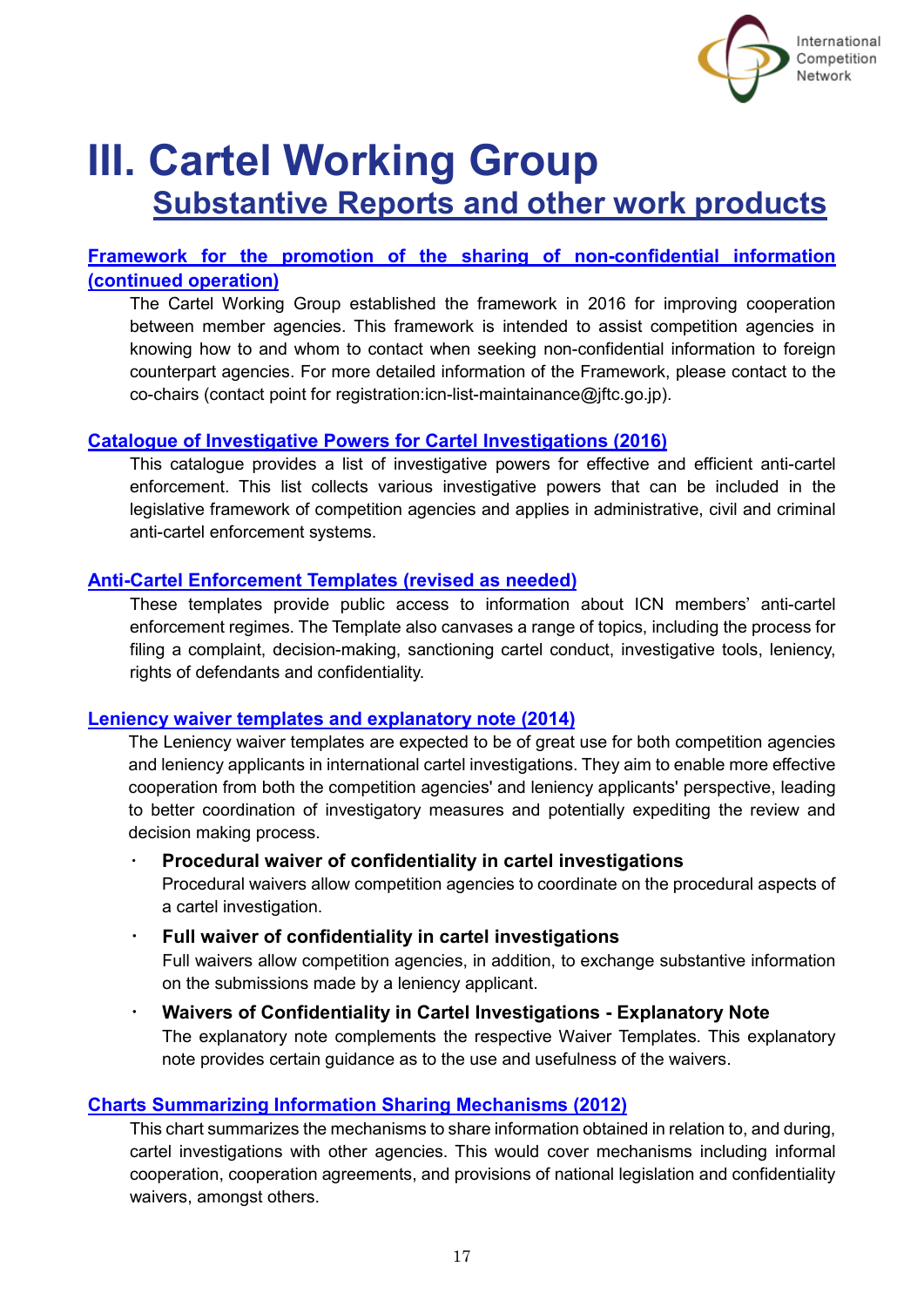# III. Cartel Working Group

## Substantive Reports and other work products

### Framework for the promotion of the sharing of non-confidential information (continued operation)

The Cartel Working Group established the framework in 2016 for improving cooperation between member agencies. This framework is intended to assist competition agencies in knowing how to and whom to contact when seeking non-confidential information to foreign counterpart agencies. For more detailed information of the Framework, please contact to the co-chairs (contact point for registration:icn-list-maintainance@jftc.go.jp).

### Catalogue of Investigative Powers for Cartel Investigations (2016)

This catalogue provides a list of investigative powers for effective and efficient anti-cartel enforcement. This list collects various investigative powers that can be included in the legislative framework of competition agencies and applies in administrative, civil and criminal anti-cartel enforcement systems.

### Anti-Cartel Enforcement Templates (revised as needed)

These templates provide public access to information about ICN members' anti-cartel enforcement regimes. The Template also canvases a range of topics, including the process for filing a complaint, decision-making, sanctioning cartel conduct, investigative tools, leniency, rights of defendants and confidentiality.

### Leniency waiver templates and explanatory note (2014)

The Leniency waiver templates are expected to be of great use for both competition agencies and leniency applicants in international cartel investigations. They aim to enable more effective cooperation from both the competition agencies' and leniency applicants' perspective, leading to better coordination of investigatory measures and potentially expediting the review and decision making process.

- **Procedural waiver of confidentiality in cartel investigations**
  Procedural waivers allow competition agencies to coordinate on the procedural aspects of a cartel investigation.
- **Full waiver of confidentiality in cartel investigations**
  Full waivers allow competition agencies, in addition, to exchange substantive information on the submissions made by a leniency applicant.
- **Waivers of Confidentiality in Cartel Investigations - Explanatory Note**
  The explanatory note complements the respective Waiver Templates. This explanatory note provides certain guidance as to the use and usefulness of the waivers.

### Charts Summarizing Information Sharing Mechanisms (2012)

This chart summarizes the mechanisms to share information obtained in relation to, and during, cartel investigations with other agencies. This would cover mechanisms including informal cooperation, cooperation agreements, and provisions of national legislation and confidentiality waivers, amongst others.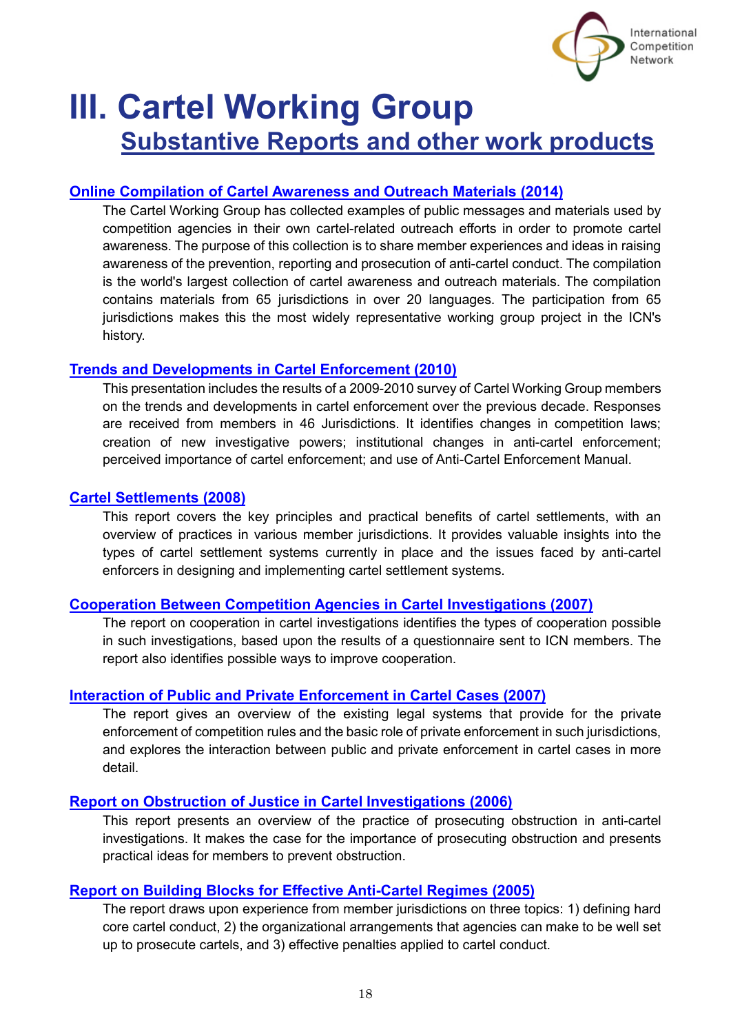# III. Cartel Working Group

## Substantive Reports and other work products

### Online Compilation of Cartel Awareness and Outreach Materials (2014)

The Cartel Working Group has collected examples of public messages and materials used by competition agencies in their own cartel-related outreach efforts in order to promote cartel awareness. The purpose of this collection is to share member experiences and ideas in raising awareness of the prevention, reporting and prosecution of anti-cartel conduct. The compilation is the world's largest collection of cartel awareness and outreach materials. The compilation contains materials from 65 jurisdictions in over 20 languages. The participation from 65 jurisdictions makes this the most widely representative working group project in the ICN's history.

### Trends and Developments in Cartel Enforcement (2010)

This presentation includes the results of a 2009-2010 survey of Cartel Working Group members on the trends and developments in cartel enforcement over the previous decade. Responses are received from members in 46 Jurisdictions. It identifies changes in competition laws; creation of new investigative powers; institutional changes in anti-cartel enforcement; perceived importance of cartel enforcement; and use of Anti-Cartel Enforcement Manual.

### Cartel Settlements (2008)

This report covers the key principles and practical benefits of cartel settlements, with an overview of practices in various member jurisdictions. It provides valuable insights into the types of cartel settlement systems currently in place and the issues faced by anti-cartel enforcers in designing and implementing cartel settlement systems.

### Cooperation Between Competition Agencies in Cartel Investigations (2007)

The report on cooperation in cartel investigations identifies the types of cooperation possible in such investigations, based upon the results of a questionnaire sent to ICN members. The report also identifies possible ways to improve cooperation.

### Interaction of Public and Private Enforcement in Cartel Cases (2007)

The report gives an overview of the existing legal systems that provide for the private enforcement of competition rules and the basic role of private enforcement in such jurisdictions, and explores the interaction between public and private enforcement in cartel cases in more detail.

### Report on Obstruction of Justice in Cartel Investigations (2006)

This report presents an overview of the practice of prosecuting obstruction in anti-cartel investigations. It makes the case for the importance of prosecuting obstruction and presents practical ideas for members to prevent obstruction.

### Report on Building Blocks for Effective Anti-Cartel Regimes (2005)

The report draws upon experience from member jurisdictions on three topics: 1) defining hard core cartel conduct, 2) the organizational arrangements that agencies can make to be well set up to prosecute cartels, and 3) effective penalties applied to cartel conduct.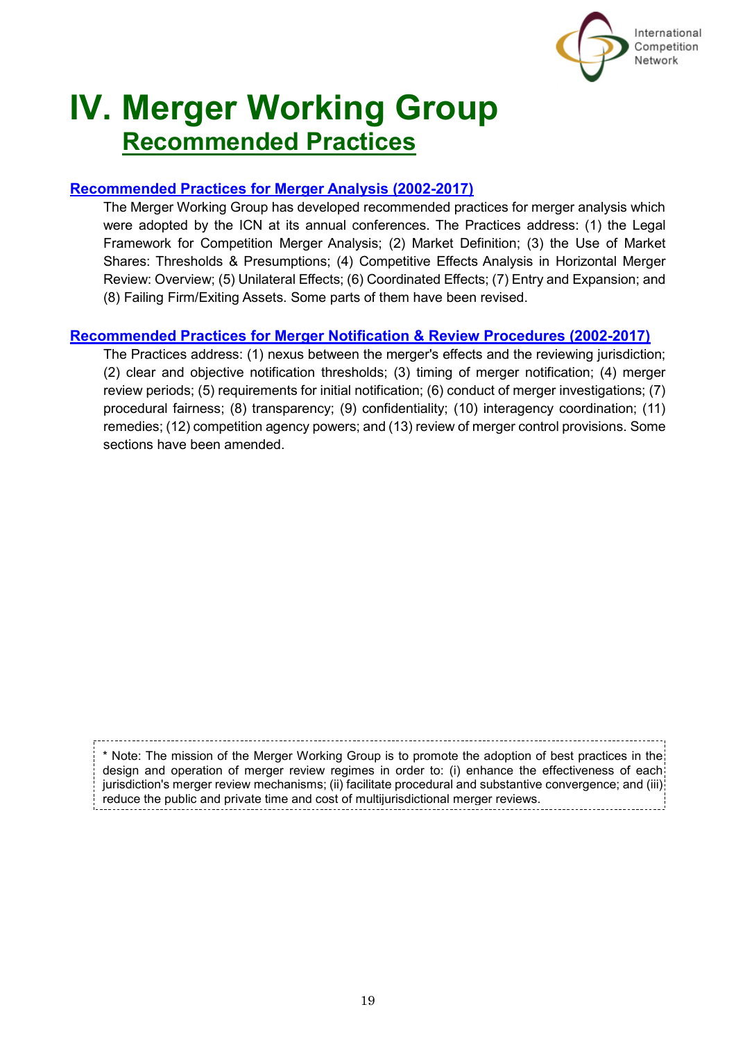# IV. Merger Working Group

## Recommended Practices

### Recommended Practices for Merger Analysis (2002-2017)

The Merger Working Group has developed recommended practices for merger analysis which were adopted by the ICN at its annual conferences. The Practices address: (1) the Legal Framework for Competition Merger Analysis; (2) Market Definition; (3) the Use of Market Shares: Thresholds & Presumptions; (4) Competitive Effects Analysis in Horizontal Merger Review: Overview; (5) Unilateral Effects; (6) Coordinated Effects; (7) Entry and Expansion; and (8) Failing Firm/Exiting Assets. Some parts of them have been revised.

### Recommended Practices for Merger Notification & Review Procedures (2002-2017)

The Practices address: (1) nexus between the merger's effects and the reviewing jurisdiction; (2) clear and objective notification thresholds; (3) timing of merger notification; (4) merger review periods; (5) requirements for initial notification; (6) conduct of merger investigations; (7) procedural fairness; (8) transparency; (9) confidentiality; (10) interagency coordination; (11) remedies; (12) competition agency powers; and (13) review of merger control provisions. Some sections have been amended.

* Note: The mission of the Merger Working Group is to promote the adoption of best practices in the design and operation of merger review regimes in order to: (i) enhance the effectiveness of each jurisdiction's merger review mechanisms; (ii) facilitate procedural and substantive convergence; and (iii) reduce the public and private time and cost of multijurisdictional merger reviews.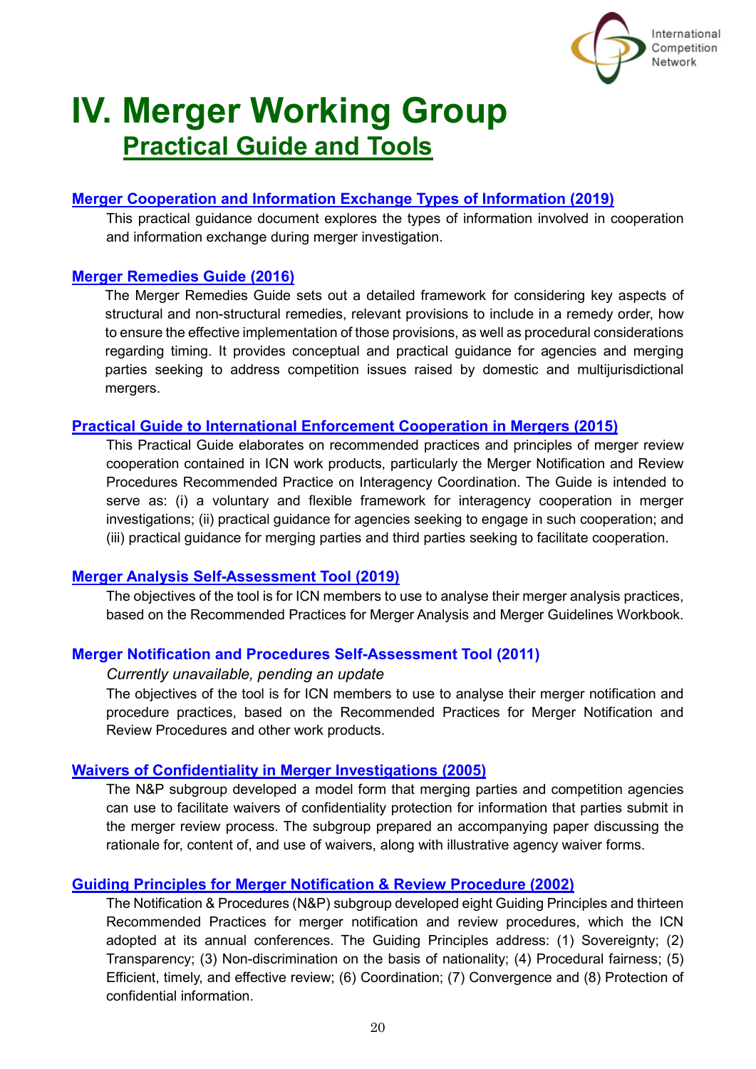# IV. Merger Working Group

## Practical Guide and Tools

### Merger Cooperation and Information Exchange Types of Information (2019)

This practical guidance document explores the types of information involved in cooperation and information exchange during merger investigation.

### Merger Remedies Guide (2016)

The Merger Remedies Guide sets out a detailed framework for considering key aspects of structural and non-structural remedies, relevant provisions to include in a remedy order, how to ensure the effective implementation of those provisions, as well as procedural considerations regarding timing. It provides conceptual and practical guidance for agencies and merging parties seeking to address competition issues raised by domestic and multijurisdictional mergers.

### Practical Guide to International Enforcement Cooperation in Mergers (2015)

This Practical Guide elaborates on recommended practices and principles of merger review cooperation contained in ICN work products, particularly the Merger Notification and Review Procedures Recommended Practice on Interagency Coordination. The Guide is intended to serve as: (i) a voluntary and flexible framework for interagency cooperation in merger investigations; (ii) practical guidance for agencies seeking to engage in such cooperation; and (iii) practical guidance for merging parties and third parties seeking to facilitate cooperation.

### Merger Analysis Self-Assessment Tool (2019)

The objectives of the tool is for ICN members to use to analyse their merger analysis practices, based on the Recommended Practices for Merger Analysis and Merger Guidelines Workbook.

### Merger Notification and Procedures Self-Assessment Tool (2011)

*Currently unavailable, pending an update*

The objectives of the tool is for ICN members to use to analyse their merger notification and procedure practices, based on the Recommended Practices for Merger Notification and Review Procedures and other work products.

### Waivers of Confidentiality in Merger Investigations (2005)

The N&P subgroup developed a model form that merging parties and competition agencies can use to facilitate waivers of confidentiality protection for information that parties submit in the merger review process. The subgroup prepared an accompanying paper discussing the rationale for, content of, and use of waivers, along with illustrative agency waiver forms.

### Guiding Principles for Merger Notification & Review Procedure (2002)

The Notification & Procedures (N&P) subgroup developed eight Guiding Principles and thirteen Recommended Practices for merger notification and review procedures, which the ICN adopted at its annual conferences. The Guiding Principles address: (1) Sovereignty; (2) Transparency; (3) Non-discrimination on the basis of nationality; (4) Procedural fairness; (5) Efficient, timely, and effective review; (6) Coordination; (7) Convergence and (8) Protection of confidential information.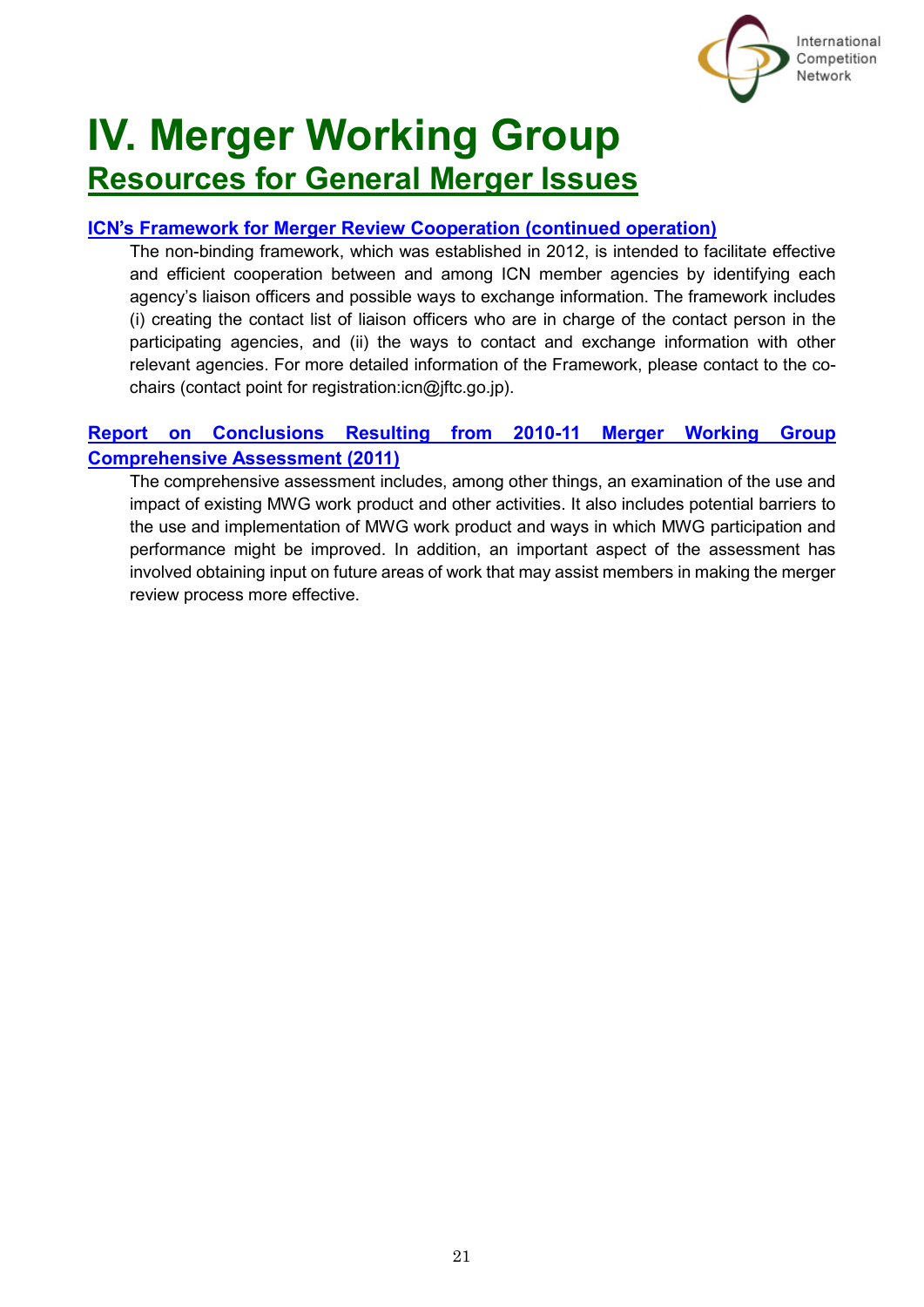# IV. Merger Working Group

## Resources for General Merger Issues

### ICN's Framework for Merger Review Cooperation (continued operation)

The non-binding framework, which was established in 2012, is intended to facilitate effective and efficient cooperation between and among ICN member agencies by identifying each agency's liaison officers and possible ways to exchange information. The framework includes (i) creating the contact list of liaison officers who are in charge of the contact person in the participating agencies, and (ii) the ways to contact and exchange information with other relevant agencies. For more detailed information of the Framework, please contact to the co-chairs (contact point for registration:icn@jftc.go.jp).

### Report on Conclusions Resulting from 2010-11 Merger Working Group Comprehensive Assessment (2011)

The comprehensive assessment includes, among other things, an examination of the use and impact of existing MWG work product and other activities. It also includes potential barriers to the use and implementation of MWG work product and ways in which MWG participation and performance might be improved. In addition, an important aspect of the assessment has involved obtaining input on future areas of work that may assist members in making the merger review process more effective.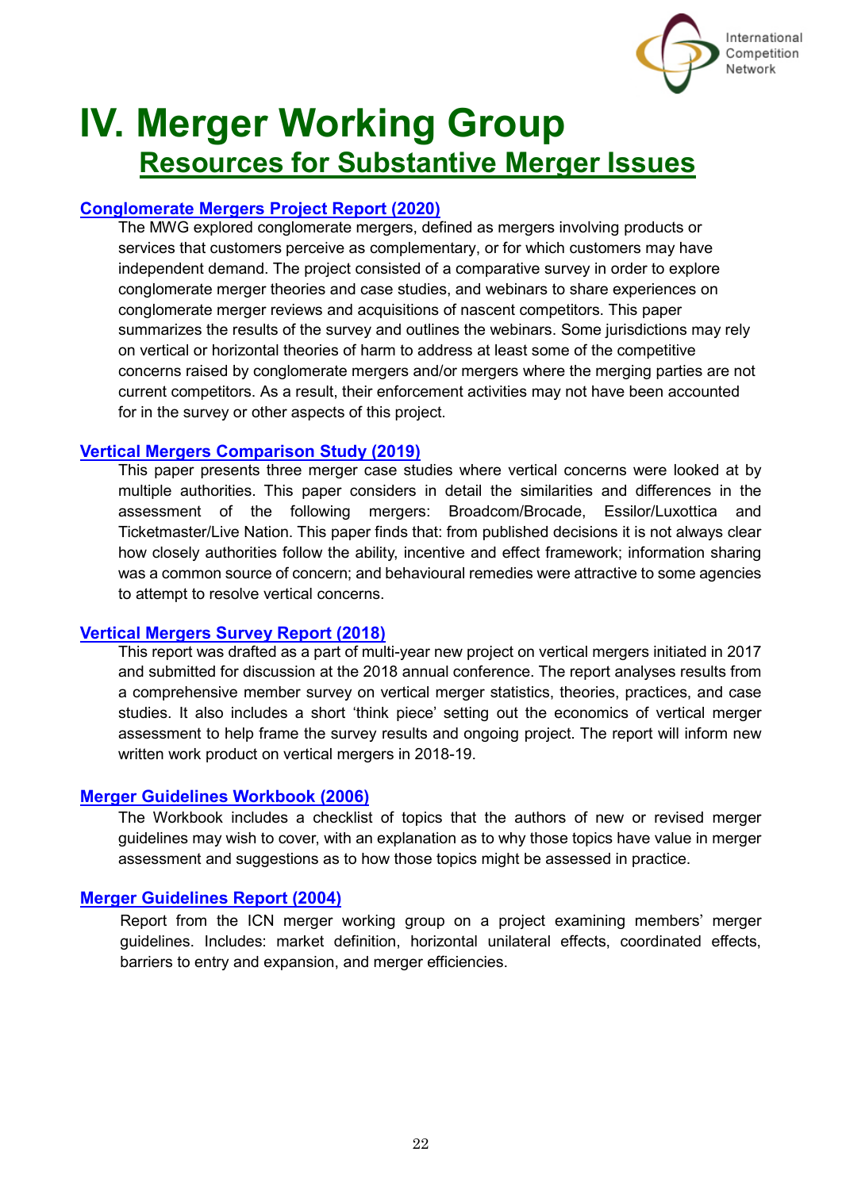# IV. Merger Working Group

## Resources for Substantive Merger Issues

### Conglomerate Mergers Project Report (2020)

The MWG explored conglomerate mergers, defined as mergers involving products or services that customers perceive as complementary, or for which customers may have independent demand. The project consisted of a comparative survey in order to explore conglomerate merger theories and case studies, and webinars to share experiences on conglomerate merger reviews and acquisitions of nascent competitors. This paper summarizes the results of the survey and outlines the webinars. Some jurisdictions may rely on vertical or horizontal theories of harm to address at least some of the competitive concerns raised by conglomerate mergers and/or mergers where the merging parties are not current competitors. As a result, their enforcement activities may not have been accounted for in the survey or other aspects of this project.

### Vertical Mergers Comparison Study (2019)

This paper presents three merger case studies where vertical concerns were looked at by multiple authorities. This paper considers in detail the similarities and differences in the assessment of the following mergers: Broadcom/Brocade, Essilor/Luxottica and Ticketmaster/Live Nation. This paper finds that: from published decisions it is not always clear how closely authorities follow the ability, incentive and effect framework; information sharing was a common source of concern; and behavioural remedies were attractive to some agencies to attempt to resolve vertical concerns.

### Vertical Mergers Survey Report (2018)

This report was drafted as a part of multi-year new project on vertical mergers initiated in 2017 and submitted for discussion at the 2018 annual conference. The report analyses results from a comprehensive member survey on vertical merger statistics, theories, practices, and case studies. It also includes a short 'think piece' setting out the economics of vertical merger assessment to help frame the survey results and ongoing project. The report will inform new written work product on vertical mergers in 2018-19.

### Merger Guidelines Workbook (2006)

The Workbook includes a checklist of topics that the authors of new or revised merger guidelines may wish to cover, with an explanation as to why those topics have value in merger assessment and suggestions as to how those topics might be assessed in practice.

### Merger Guidelines Report (2004)

Report from the ICN merger working group on a project examining members' merger guidelines. Includes: market definition, horizontal unilateral effects, coordinated effects, barriers to entry and expansion, and merger efficiencies.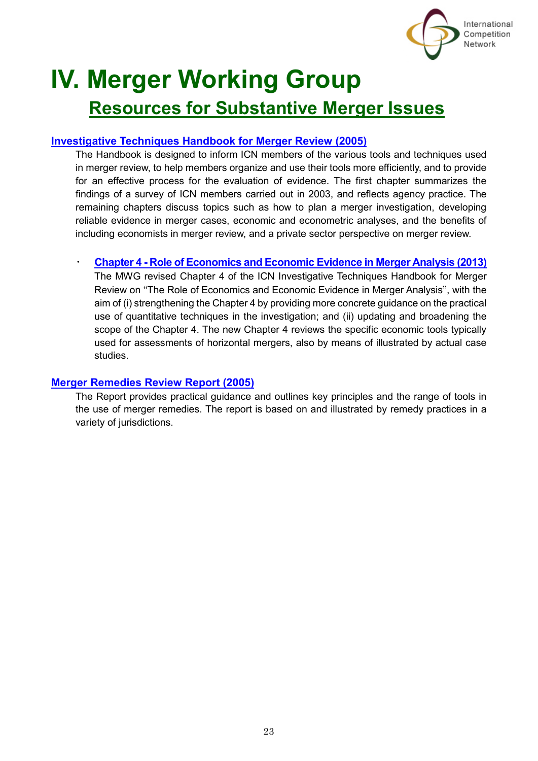# IV. Merger Working Group

## Resources for Substantive Merger Issues

### Investigative Techniques Handbook for Merger Review (2005)

The Handbook is designed to inform ICN members of the various tools and techniques used in merger review, to help members organize and use their tools more efficiently, and to provide for an effective process for the evaluation of evidence. The first chapter summarizes the findings of a survey of ICN members carried out in 2003, and reflects agency practice. The remaining chapters discuss topics such as how to plan a merger investigation, developing reliable evidence in merger cases, economic and econometric analyses, and the benefits of including economists in merger review, and a private sector perspective on merger review.

- **Chapter 4 - Role of Economics and Economic Evidence in Merger Analysis (2013)**
  The MWG revised Chapter 4 of the ICN Investigative Techniques Handbook for Merger Review on "The Role of Economics and Economic Evidence in Merger Analysis", with the aim of (i) strengthening the Chapter 4 by providing more concrete guidance on the practical use of quantitative techniques in the investigation; and (ii) updating and broadening the scope of the Chapter 4. The new Chapter 4 reviews the specific economic tools typically used for assessments of horizontal mergers, also by means of illustrated by actual case studies.

### Merger Remedies Review Report (2005)

The Report provides practical guidance and outlines key principles and the range of tools in the use of merger remedies. The report is based on and illustrated by remedy practices in a variety of jurisdictions.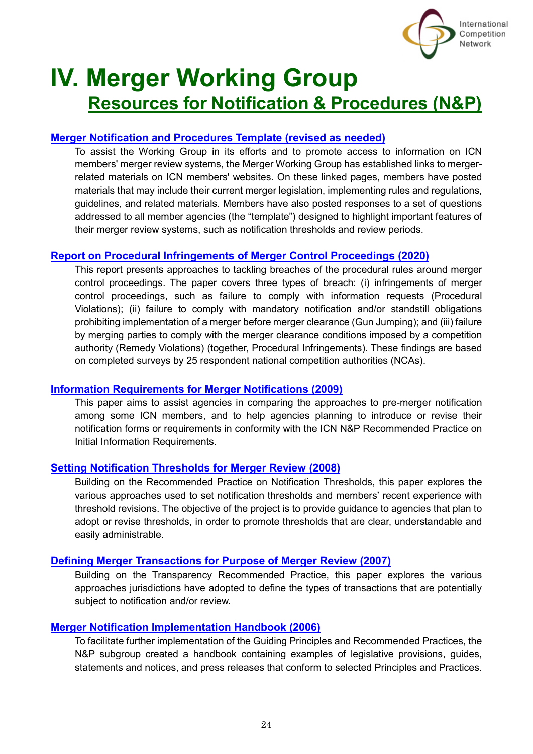# IV. Merger Working Group

## Resources for Notification & Procedures (N&P)

### Merger Notification and Procedures Template (revised as needed)

To assist the Working Group in its efforts and to promote access to information on ICN members' merger review systems, the Merger Working Group has established links to merger-related materials on ICN members' websites. On these linked pages, members have posted materials that may include their current merger legislation, implementing rules and regulations, guidelines, and related materials. Members have also posted responses to a set of questions addressed to all member agencies (the "template") designed to highlight important features of their merger review systems, such as notification thresholds and review periods.

### Report on Procedural Infringements of Merger Control Proceedings (2020)

This report presents approaches to tackling breaches of the procedural rules around merger control proceedings. The paper covers three types of breach: (i) infringements of merger control proceedings, such as failure to comply with information requests (Procedural Violations); (ii) failure to comply with mandatory notification and/or standstill obligations prohibiting implementation of a merger before merger clearance (Gun Jumping); and (iii) failure by merging parties to comply with the merger clearance conditions imposed by a competition authority (Remedy Violations) (together, Procedural Infringements). These findings are based on completed surveys by 25 respondent national competition authorities (NCAs).

### Information Requirements for Merger Notifications (2009)

This paper aims to assist agencies in comparing the approaches to pre-merger notification among some ICN members, and to help agencies planning to introduce or revise their notification forms or requirements in conformity with the ICN N&P Recommended Practice on Initial Information Requirements.

### Setting Notification Thresholds for Merger Review (2008)

Building on the Recommended Practice on Notification Thresholds, this paper explores the various approaches used to set notification thresholds and members' recent experience with threshold revisions. The objective of the project is to provide guidance to agencies that plan to adopt or revise thresholds, in order to promote thresholds that are clear, understandable and easily administrable.

### Defining Merger Transactions for Purpose of Merger Review (2007)

Building on the Transparency Recommended Practice, this paper explores the various approaches jurisdictions have adopted to define the types of transactions that are potentially subject to notification and/or review.

### Merger Notification Implementation Handbook (2006)

To facilitate further implementation of the Guiding Principles and Recommended Practices, the N&P subgroup created a handbook containing examples of legislative provisions, guides, statements and notices, and press releases that conform to selected Principles and Practices.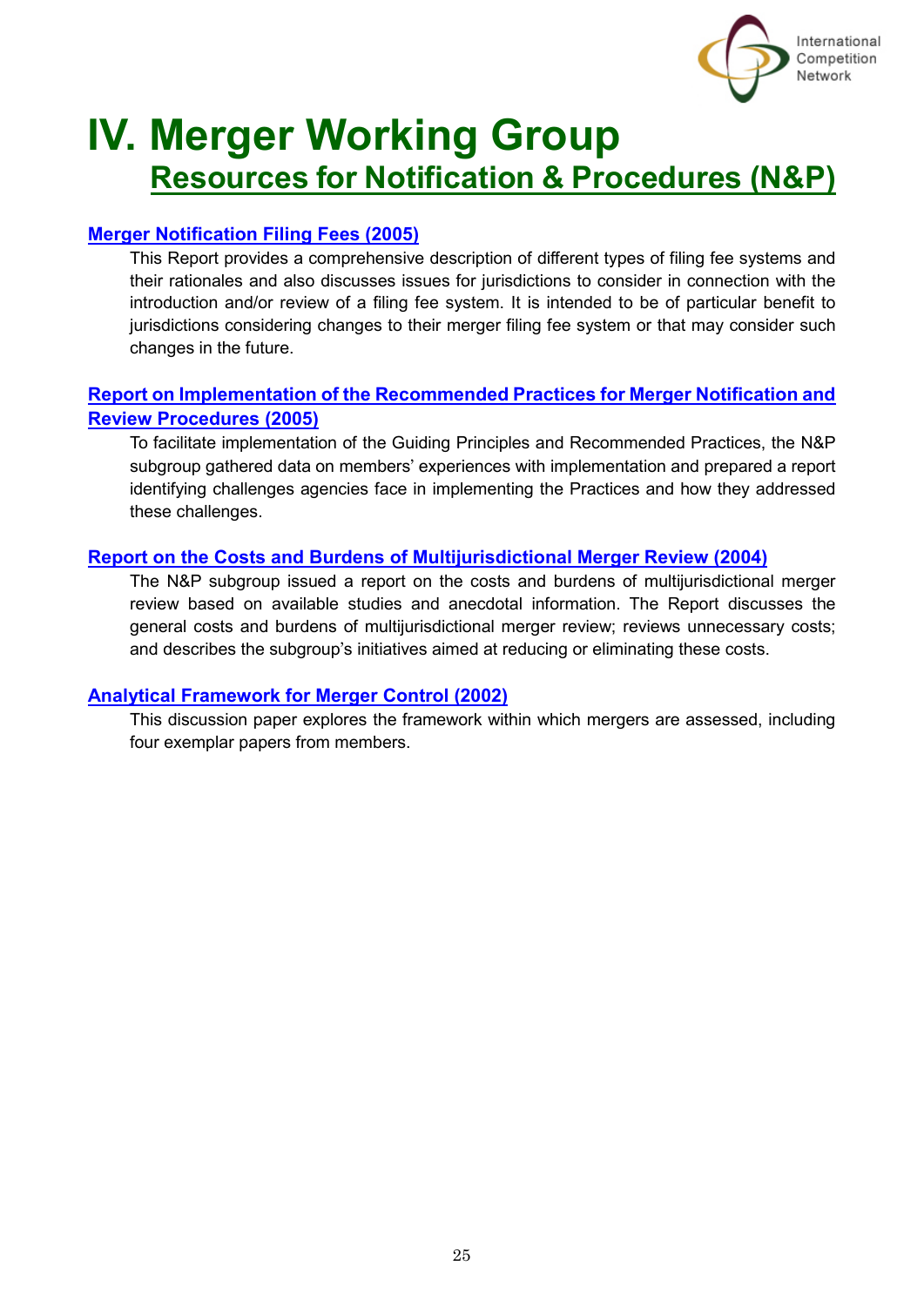# IV. Merger Working Group

## Resources for Notification & Procedures (N&P)

### Merger Notification Filing Fees (2005)

This Report provides a comprehensive description of different types of filing fee systems and their rationales and also discusses issues for jurisdictions to consider in connection with the introduction and/or review of a filing fee system. It is intended to be of particular benefit to jurisdictions considering changes to their merger filing fee system or that may consider such changes in the future.

### Report on Implementation of the Recommended Practices for Merger Notification and Review Procedures (2005)

To facilitate implementation of the Guiding Principles and Recommended Practices, the N&P subgroup gathered data on members' experiences with implementation and prepared a report identifying challenges agencies face in implementing the Practices and how they addressed these challenges.

### Report on the Costs and Burdens of Multijurisdictional Merger Review (2004)

The N&P subgroup issued a report on the costs and burdens of multijurisdictional merger review based on available studies and anecdotal information. The Report discusses the general costs and burdens of multijurisdictional merger review; reviews unnecessary costs; and describes the subgroup's initiatives aimed at reducing or eliminating these costs.

### Analytical Framework for Merger Control (2002)

This discussion paper explores the framework within which mergers are assessed, including four exemplar papers from members.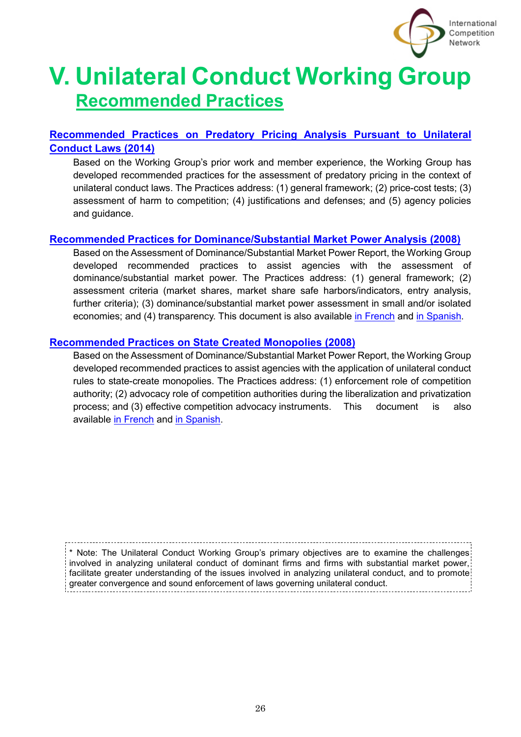# V. Unilateral Conduct Working Group

## Recommended Practices

### Recommended Practices on Predatory Pricing Analysis Pursuant to Unilateral Conduct Laws (2014)

Based on the Working Group's prior work and member experience, the Working Group has developed recommended practices for the assessment of predatory pricing in the context of unilateral conduct laws. The Practices address: (1) general framework; (2) price-cost tests; (3) assessment of harm to competition; (4) justifications and defenses; and (5) agency policies and guidance.

### Recommended Practices for Dominance/Substantial Market Power Analysis (2008)

Based on the Assessment of Dominance/Substantial Market Power Report, the Working Group developed recommended practices to assist agencies with the assessment of dominance/substantial market power. The Practices address: (1) general framework; (2) assessment criteria (market shares, market share safe harbors/indicators, entry analysis, further criteria); (3) dominance/substantial market power assessment in small and/or isolated economies; and (4) transparency. This document is also available in French and in Spanish.

### Recommended Practices on State Created Monopolies (2008)

Based on the Assessment of Dominance/Substantial Market Power Report, the Working Group developed recommended practices to assist agencies with the application of unilateral conduct rules to state-create monopolies. The Practices address: (1) enforcement role of competition authority; (2) advocacy role of competition authorities during the liberalization and privatization process; and (3) effective competition advocacy instruments. This document is also available in French and in Spanish.

* Note: The Unilateral Conduct Working Group's primary objectives are to examine the challenges involved in analyzing unilateral conduct of dominant firms and firms with substantial market power, facilitate greater understanding of the issues involved in analyzing unilateral conduct, and to promote greater convergence and sound enforcement of laws governing unilateral conduct.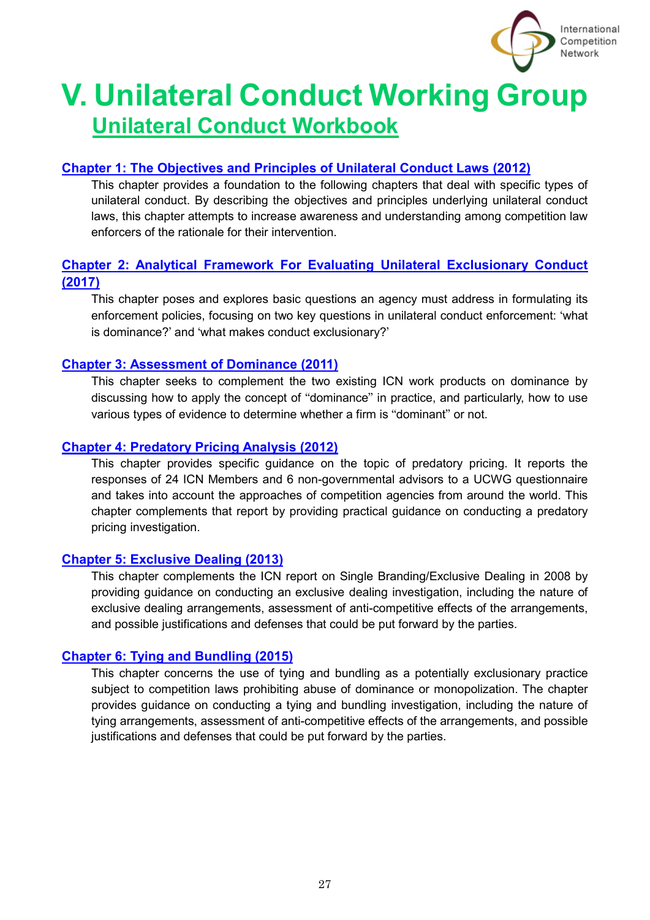# V. Unilateral Conduct Working Group

## Unilateral Conduct Workbook

### Chapter 1: The Objectives and Principles of Unilateral Conduct Laws (2012)

This chapter provides a foundation to the following chapters that deal with specific types of unilateral conduct. By describing the objectives and principles underlying unilateral conduct laws, this chapter attempts to increase awareness and understanding among competition law enforcers of the rationale for their intervention.

### Chapter 2: Analytical Framework For Evaluating Unilateral Exclusionary Conduct (2017)

This chapter poses and explores basic questions an agency must address in formulating its enforcement policies, focusing on two key questions in unilateral conduct enforcement: 'what is dominance?' and 'what makes conduct exclusionary?'

### Chapter 3: Assessment of Dominance (2011)

This chapter seeks to complement the two existing ICN work products on dominance by discussing how to apply the concept of "dominance" in practice, and particularly, how to use various types of evidence to determine whether a firm is "dominant" or not.

### Chapter 4: Predatory Pricing Analysis (2012)

This chapter provides specific guidance on the topic of predatory pricing. It reports the responses of 24 ICN Members and 6 non-governmental advisors to a UCWG questionnaire and takes into account the approaches of competition agencies from around the world. This chapter complements that report by providing practical guidance on conducting a predatory pricing investigation.

### Chapter 5: Exclusive Dealing (2013)

This chapter complements the ICN report on Single Branding/Exclusive Dealing in 2008 by providing guidance on conducting an exclusive dealing investigation, including the nature of exclusive dealing arrangements, assessment of anti-competitive effects of the arrangements, and possible justifications and defenses that could be put forward by the parties.

### Chapter 6: Tying and Bundling (2015)

This chapter concerns the use of tying and bundling as a potentially exclusionary practice subject to competition laws prohibiting abuse of dominance or monopolization. The chapter provides guidance on conducting a tying and bundling investigation, including the nature of tying arrangements, assessment of anti-competitive effects of the arrangements, and possible justifications and defenses that could be put forward by the parties.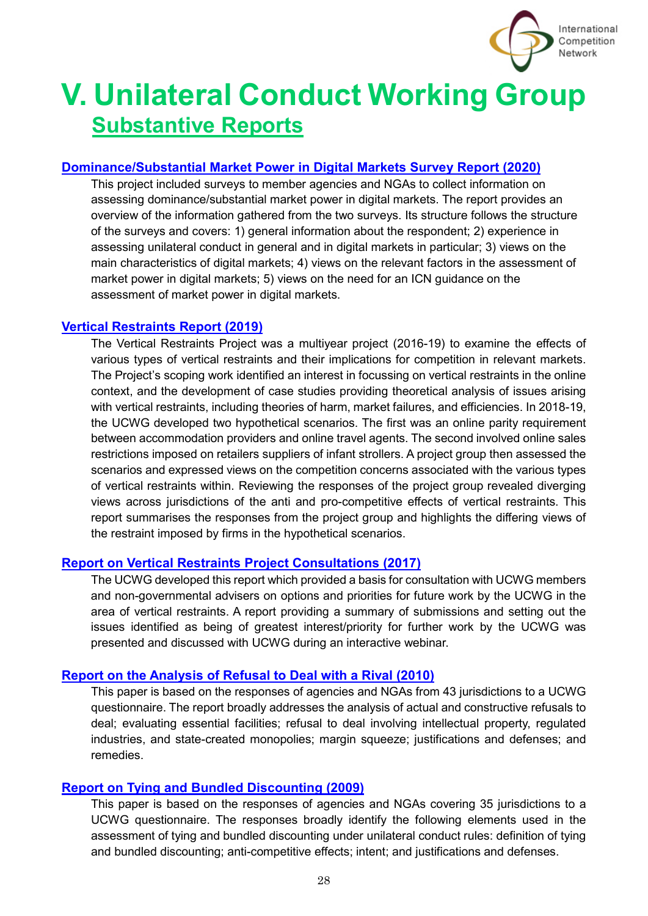# V. Unilateral Conduct Working Group

## Substantive Reports

### Dominance/Substantial Market Power in Digital Markets Survey Report (2020)

This project included surveys to member agencies and NGAs to collect information on assessing dominance/substantial market power in digital markets. The report provides an overview of the information gathered from the two surveys. Its structure follows the structure of the surveys and covers: 1) general information about the respondent; 2) experience in assessing unilateral conduct in general and in digital markets in particular; 3) views on the main characteristics of digital markets; 4) views on the relevant factors in the assessment of market power in digital markets; 5) views on the need for an ICN guidance on the assessment of market power in digital markets.

### Vertical Restraints Report (2019)

The Vertical Restraints Project was a multiyear project (2016-19) to examine the effects of various types of vertical restraints and their implications for competition in relevant markets. The Project's scoping work identified an interest in focussing on vertical restraints in the online context, and the development of case studies providing theoretical analysis of issues arising with vertical restraints, including theories of harm, market failures, and efficiencies. In 2018-19, the UCWG developed two hypothetical scenarios. The first was an online parity requirement between accommodation providers and online travel agents. The second involved online sales restrictions imposed on retailers suppliers of infant strollers. A project group then assessed the scenarios and expressed views on the competition concerns associated with the various types of vertical restraints within. Reviewing the responses of the project group revealed diverging views across jurisdictions of the anti and pro-competitive effects of vertical restraints. This report summarises the responses from the project group and highlights the differing views of the restraint imposed by firms in the hypothetical scenarios.

### Report on Vertical Restraints Project Consultations (2017)

The UCWG developed this report which provided a basis for consultation with UCWG members and non-governmental advisers on options and priorities for future work by the UCWG in the area of vertical restraints. A report providing a summary of submissions and setting out the issues identified as being of greatest interest/priority for further work by the UCWG was presented and discussed with UCWG during an interactive webinar.

### Report on the Analysis of Refusal to Deal with a Rival (2010)

This paper is based on the responses of agencies and NGAs from 43 jurisdictions to a UCWG questionnaire. The report broadly addresses the analysis of actual and constructive refusals to deal; evaluating essential facilities; refusal to deal involving intellectual property, regulated industries, and state-created monopolies; margin squeeze; justifications and defenses; and remedies.

### Report on Tying and Bundled Discounting (2009)

This paper is based on the responses of agencies and NGAs covering 35 jurisdictions to a UCWG questionnaire. The responses broadly identify the following elements used in the assessment of tying and bundled discounting under unilateral conduct rules: definition of tying and bundled discounting; anti-competitive effects; intent; and justifications and defenses.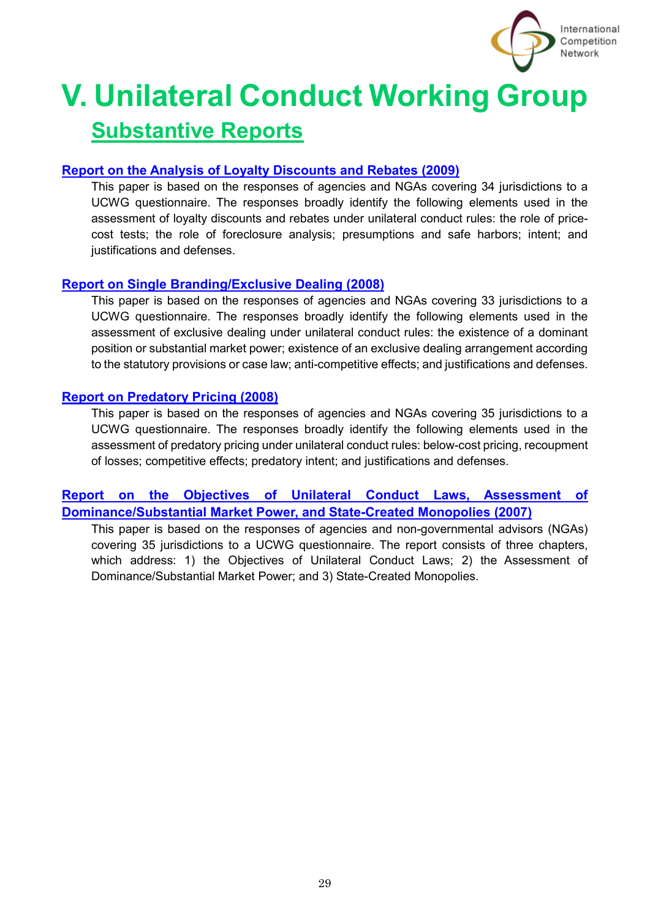# V. Unilateral Conduct Working Group

## Substantive Reports

**Report on the Analysis of Loyalty Discounts and Rebates (2009)**

This paper is based on the responses of agencies and NGAs covering 34 jurisdictions to a UCWG questionnaire. The responses broadly identify the following elements used in the assessment of loyalty discounts and rebates under unilateral conduct rules: the role of price-cost tests; the role of foreclosure analysis; presumptions and safe harbors; intent; and justifications and defenses.

**Report on Single Branding/Exclusive Dealing (2008)**

This paper is based on the responses of agencies and NGAs covering 33 jurisdictions to a UCWG questionnaire. The responses broadly identify the following elements used in the assessment of exclusive dealing under unilateral conduct rules: the existence of a dominant position or substantial market power; existence of an exclusive dealing arrangement according to the statutory provisions or case law; anti-competitive effects; and justifications and defenses.

**Report on Predatory Pricing (2008)**

This paper is based on the responses of agencies and NGAs covering 35 jurisdictions to a UCWG questionnaire. The responses broadly identify the following elements used in the assessment of predatory pricing under unilateral conduct rules: below-cost pricing, recoupment of losses; competitive effects; predatory intent; and justifications and defenses.

**Report on the Objectives of Unilateral Conduct Laws, Assessment of Dominance/Substantial Market Power, and State-Created Monopolies (2007)**

This paper is based on the responses of agencies and non-governmental advisors (NGAs) covering 35 jurisdictions to a UCWG questionnaire. The report consists of three chapters, which address: 1) the Objectives of Unilateral Conduct Laws; 2) the Assessment of Dominance/Substantial Market Power; and 3) State-Created Monopolies.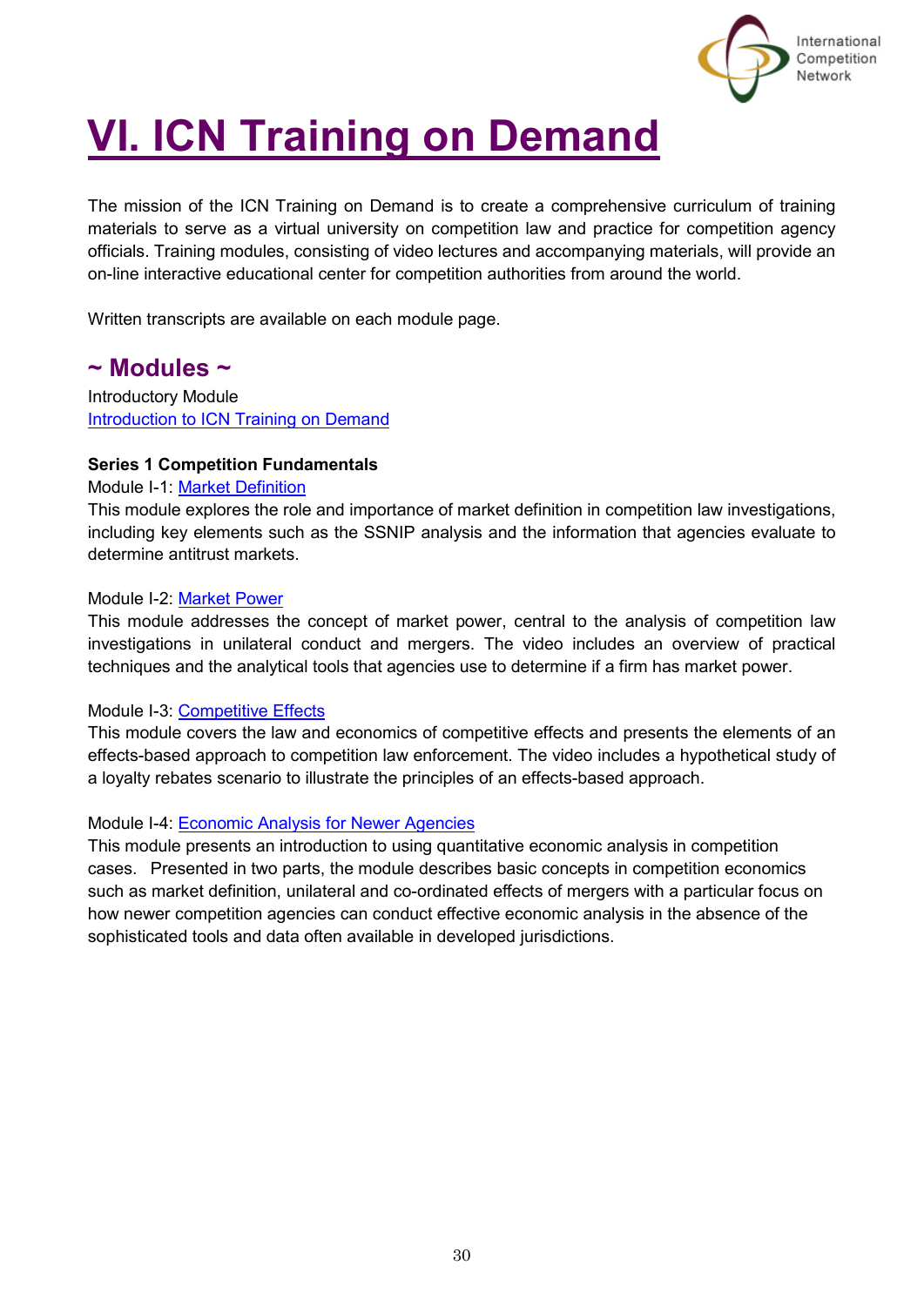# VI. ICN Training on Demand

The mission of the ICN Training on Demand is to create a comprehensive curriculum of training materials to serve as a virtual university on competition law and practice for competition agency officials. Training modules, consisting of video lectures and accompanying materials, will provide an on-line interactive educational center for competition authorities from around the world.

Written transcripts are available on each module page.

## ~ Modules ~

Introductory Module
Introduction to ICN Training on Demand

**Series 1 Competition Fundamentals**

Module I-1: Market Definition
This module explores the role and importance of market definition in competition law investigations, including key elements such as the SSNIP analysis and the information that agencies evaluate to determine antitrust markets.

Module I-2: Market Power
This module addresses the concept of market power, central to the analysis of competition law investigations in unilateral conduct and mergers. The video includes an overview of practical techniques and the analytical tools that agencies use to determine if a firm has market power.

Module I-3: Competitive Effects
This module covers the law and economics of competitive effects and presents the elements of an effects-based approach to competition law enforcement. The video includes a hypothetical study of a loyalty rebates scenario to illustrate the principles of an effects-based approach.

Module I-4: Economic Analysis for Newer Agencies
This module presents an introduction to using quantitative economic analysis in competition cases. Presented in two parts, the module describes basic concepts in competition economics such as market definition, unilateral and co-ordinated effects of mergers with a particular focus on how newer competition agencies can conduct effective economic analysis in the absence of the sophisticated tools and data often available in developed jurisdictions.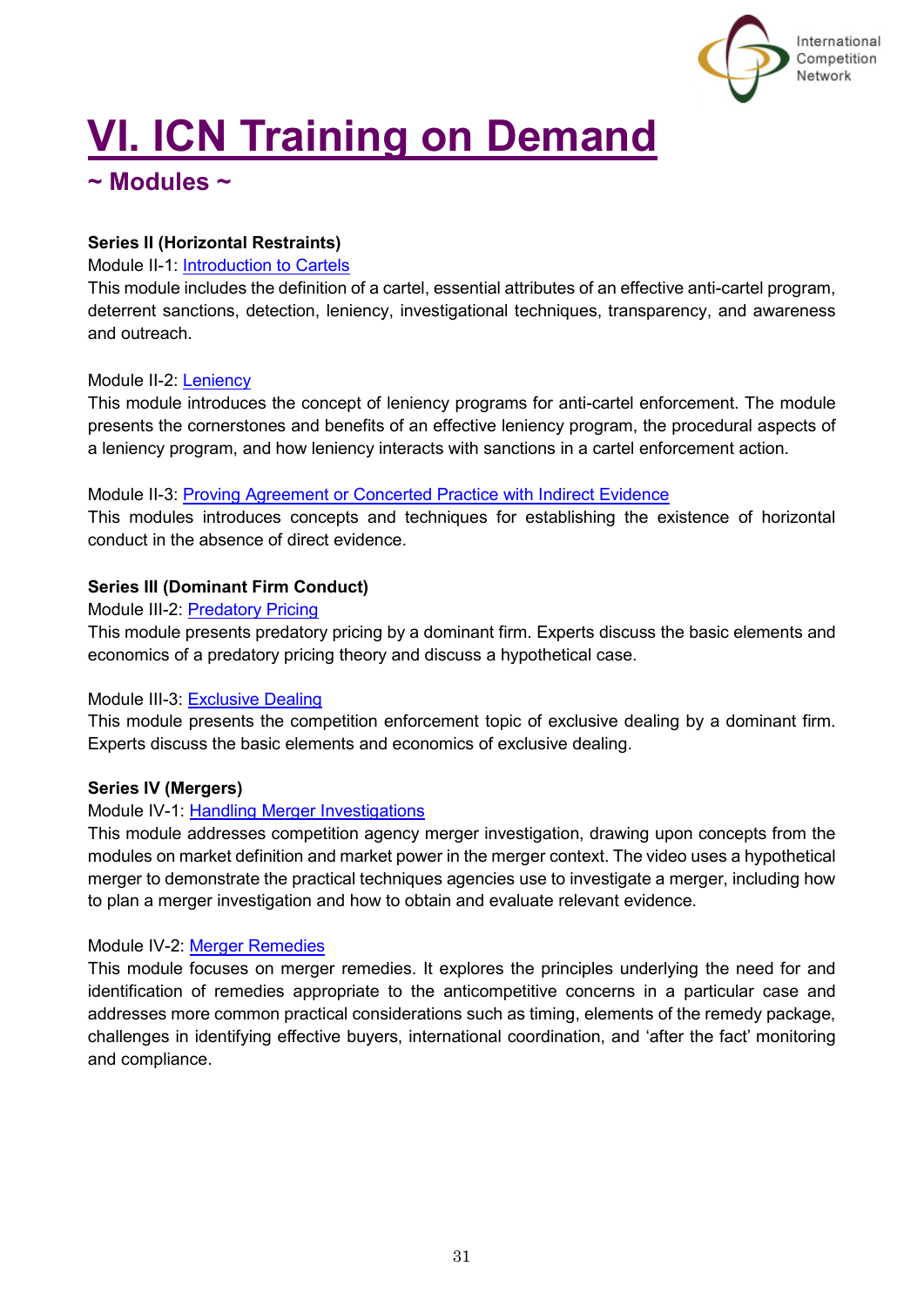# VI. ICN Training on Demand

## ~ Modules ~

**Series II (Horizontal Restraints)**

Module II-1: Introduction to Cartels

This module includes the definition of a cartel, essential attributes of an effective anti-cartel program, deterrent sanctions, detection, leniency, investigational techniques, transparency, and awareness and outreach.

Module II-2: Leniency

This module introduces the concept of leniency programs for anti-cartel enforcement. The module presents the cornerstones and benefits of an effective leniency program, the procedural aspects of a leniency program, and how leniency interacts with sanctions in a cartel enforcement action.

Module II-3: Proving Agreement or Concerted Practice with Indirect Evidence

This modules introduces concepts and techniques for establishing the existence of horizontal conduct in the absence of direct evidence.

**Series III (Dominant Firm Conduct)**

Module III-2: Predatory Pricing

This module presents predatory pricing by a dominant firm. Experts discuss the basic elements and economics of a predatory pricing theory and discuss a hypothetical case.

Module III-3: Exclusive Dealing

This module presents the competition enforcement topic of exclusive dealing by a dominant firm. Experts discuss the basic elements and economics of exclusive dealing.

**Series IV (Mergers)**

Module IV-1: Handling Merger Investigations

This module addresses competition agency merger investigation, drawing upon concepts from the modules on market definition and market power in the merger context. The video uses a hypothetical merger to demonstrate the practical techniques agencies use to investigate a merger, including how to plan a merger investigation and how to obtain and evaluate relevant evidence.

Module IV-2: Merger Remedies

This module focuses on merger remedies. It explores the principles underlying the need for and identification of remedies appropriate to the anticompetitive concerns in a particular case and addresses more common practical considerations such as timing, elements of the remedy package, challenges in identifying effective buyers, international coordination, and 'after the fact' monitoring and compliance.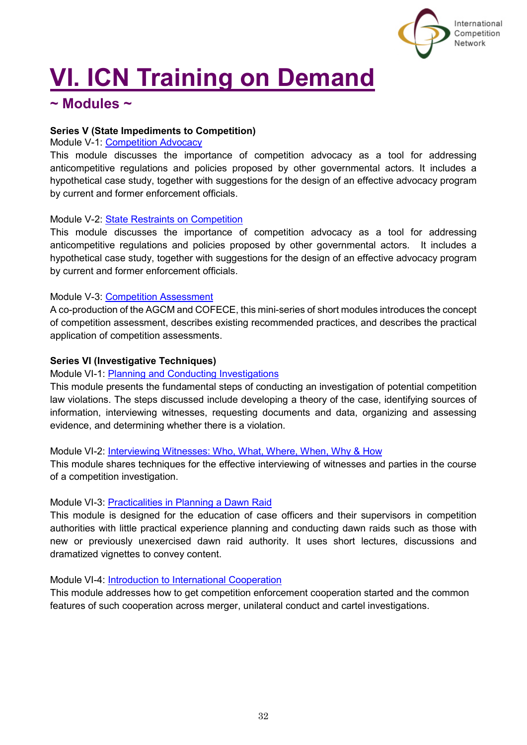# VI. ICN Training on Demand

## ~ Modules ~

**Series V (State Impediments to Competition)**

Module V-1: Competition Advocacy

This module discusses the importance of competition advocacy as a tool for addressing anticompetitive regulations and policies proposed by other governmental actors. It includes a hypothetical case study, together with suggestions for the design of an effective advocacy program by current and former enforcement officials.

Module V-2: State Restraints on Competition

This module discusses the importance of competition advocacy as a tool for addressing anticompetitive regulations and policies proposed by other governmental actors. It includes a hypothetical case study, together with suggestions for the design of an effective advocacy program by current and former enforcement officials.

Module V-3: Competition Assessment

A co-production of the AGCM and COFECE, this mini-series of short modules introduces the concept of competition assessment, describes existing recommended practices, and describes the practical application of competition assessments.

**Series VI (Investigative Techniques)**

Module VI-1: Planning and Conducting Investigations

This module presents the fundamental steps of conducting an investigation of potential competition law violations. The steps discussed include developing a theory of the case, identifying sources of information, interviewing witnesses, requesting documents and data, organizing and assessing evidence, and determining whether there is a violation.

Module VI-2: Interviewing Witnesses: Who, What, Where, When, Why & How

This module shares techniques for the effective interviewing of witnesses and parties in the course of a competition investigation.

Module VI-3: Practicalities in Planning a Dawn Raid

This module is designed for the education of case officers and their supervisors in competition authorities with little practical experience planning and conducting dawn raids such as those with new or previously unexercised dawn raid authority. It uses short lectures, discussions and dramatized vignettes to convey content.

Module VI-4: Introduction to International Cooperation

This module addresses how to get competition enforcement cooperation started and the common features of such cooperation across merger, unilateral conduct and cartel investigations.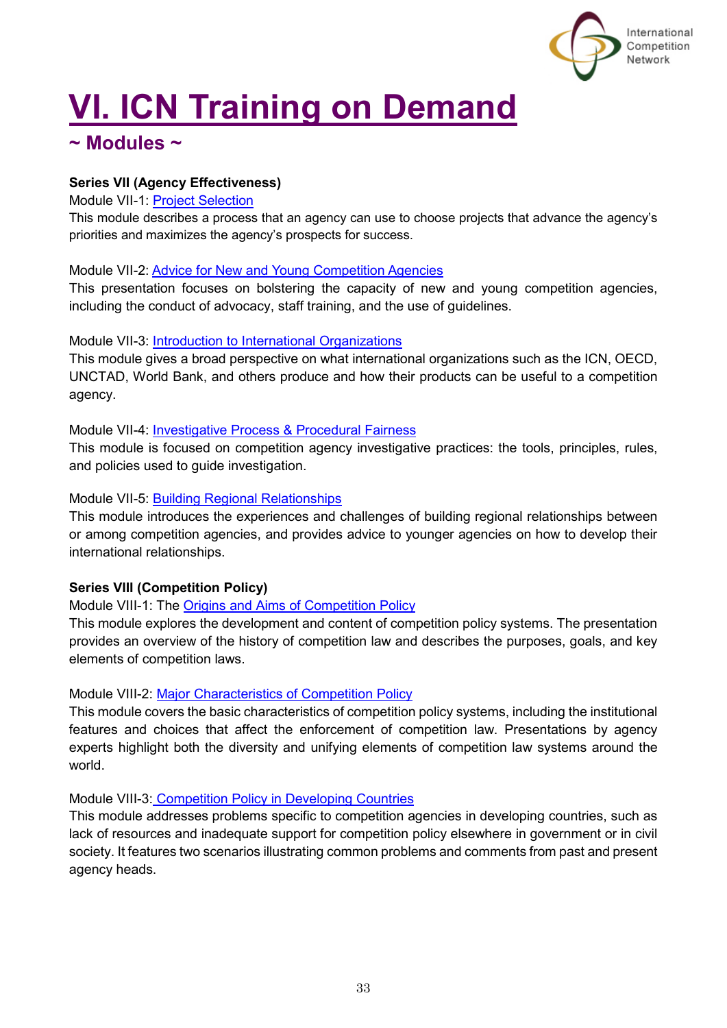# VI. ICN Training on Demand

## ~ Modules ~

**Series VII (Agency Effectiveness)**

Module VII-1: Project Selection

This module describes a process that an agency can use to choose projects that advance the agency's priorities and maximizes the agency's prospects for success.

Module VII-2: Advice for New and Young Competition Agencies

This presentation focuses on bolstering the capacity of new and young competition agencies, including the conduct of advocacy, staff training, and the use of guidelines.

Module VII-3: Introduction to International Organizations

This module gives a broad perspective on what international organizations such as the ICN, OECD, UNCTAD, World Bank, and others produce and how their products can be useful to a competition agency.

Module VII-4: Investigative Process & Procedural Fairness

This module is focused on competition agency investigative practices: the tools, principles, rules, and policies used to guide investigation.

Module VII-5: Building Regional Relationships

This module introduces the experiences and challenges of building regional relationships between or among competition agencies, and provides advice to younger agencies on how to develop their international relationships.

**Series VIII (Competition Policy)**

Module VIII-1: The Origins and Aims of Competition Policy

This module explores the development and content of competition policy systems. The presentation provides an overview of the history of competition law and describes the purposes, goals, and key elements of competition laws.

Module VIII-2: Major Characteristics of Competition Policy

This module covers the basic characteristics of competition policy systems, including the institutional features and choices that affect the enforcement of competition law. Presentations by agency experts highlight both the diversity and unifying elements of competition law systems around the world.

Module VIII-3: Competition Policy in Developing Countries

This module addresses problems specific to competition agencies in developing countries, such as lack of resources and inadequate support for competition policy elsewhere in government or in civil society. It features two scenarios illustrating common problems and comments from past and present agency heads.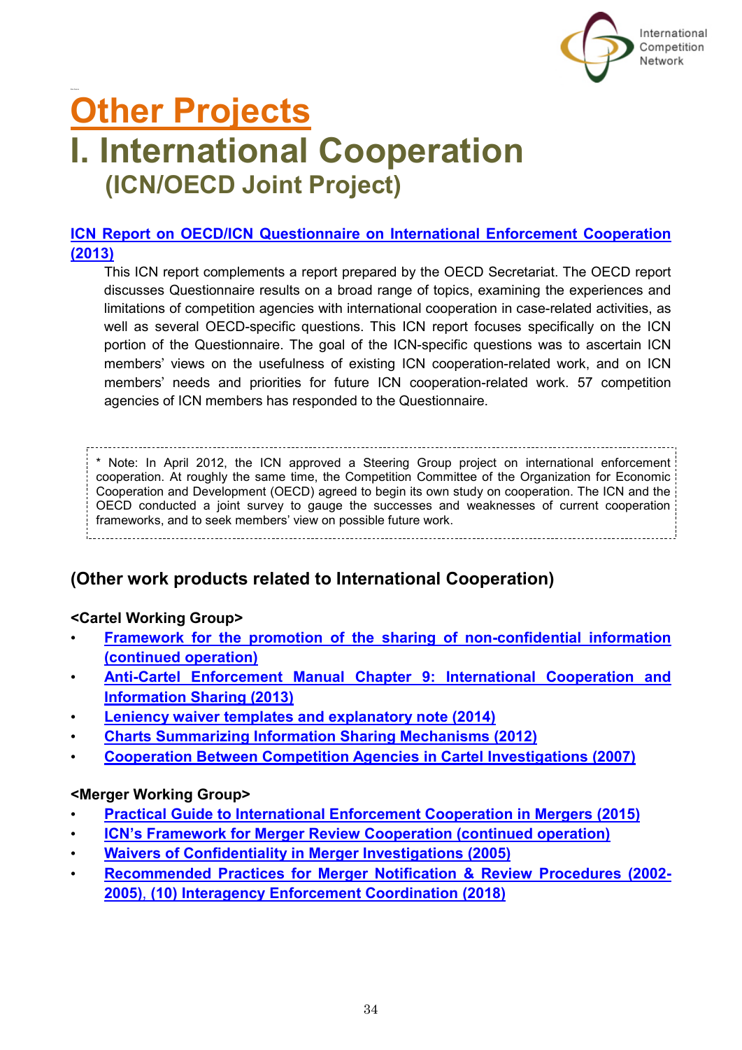# Other Projects

# I. International Cooperation

## (ICN/OECD Joint Project)

**ICN Report on OECD/ICN Questionnaire on International Enforcement Cooperation (2013)**

This ICN report complements a report prepared by the OECD Secretariat. The OECD report discusses Questionnaire results on a broad range of topics, examining the experiences and limitations of competition agencies with international cooperation in case-related activities, as well as several OECD-specific questions. This ICN report focuses specifically on the ICN portion of the Questionnaire. The goal of the ICN-specific questions was to ascertain ICN members' views on the usefulness of existing ICN cooperation-related work, and on ICN members' needs and priorities for future ICN cooperation-related work. 57 competition agencies of ICN members has responded to the Questionnaire.

> * Note: In April 2012, the ICN approved a Steering Group project on international enforcement cooperation. At roughly the same time, the Competition Committee of the Organization for Economic Cooperation and Development (OECD) agreed to begin its own study on cooperation. The ICN and the OECD conducted a joint survey to gauge the successes and weaknesses of current cooperation frameworks, and to seek members' view on possible future work.

## (Other work products related to International Cooperation)

**<Cartel Working Group>**

- **Framework for the promotion of the sharing of non-confidential information (continued operation)**
- **Anti-Cartel Enforcement Manual Chapter 9: International Cooperation and Information Sharing (2013)**
- **Leniency waiver templates and explanatory note (2014)**
- **Charts Summarizing Information Sharing Mechanisms (2012)**
- **Cooperation Between Competition Agencies in Cartel Investigations (2007)**

**<Merger Working Group>**

- **Practical Guide to International Enforcement Cooperation in Mergers (2015)**
- **ICN's Framework for Merger Review Cooperation (continued operation)**
- **Waivers of Confidentiality in Merger Investigations (2005)**
- **Recommended Practices for Merger Notification & Review Procedures (2002-2005), (10) Interagency Enforcement Coordination (2018)**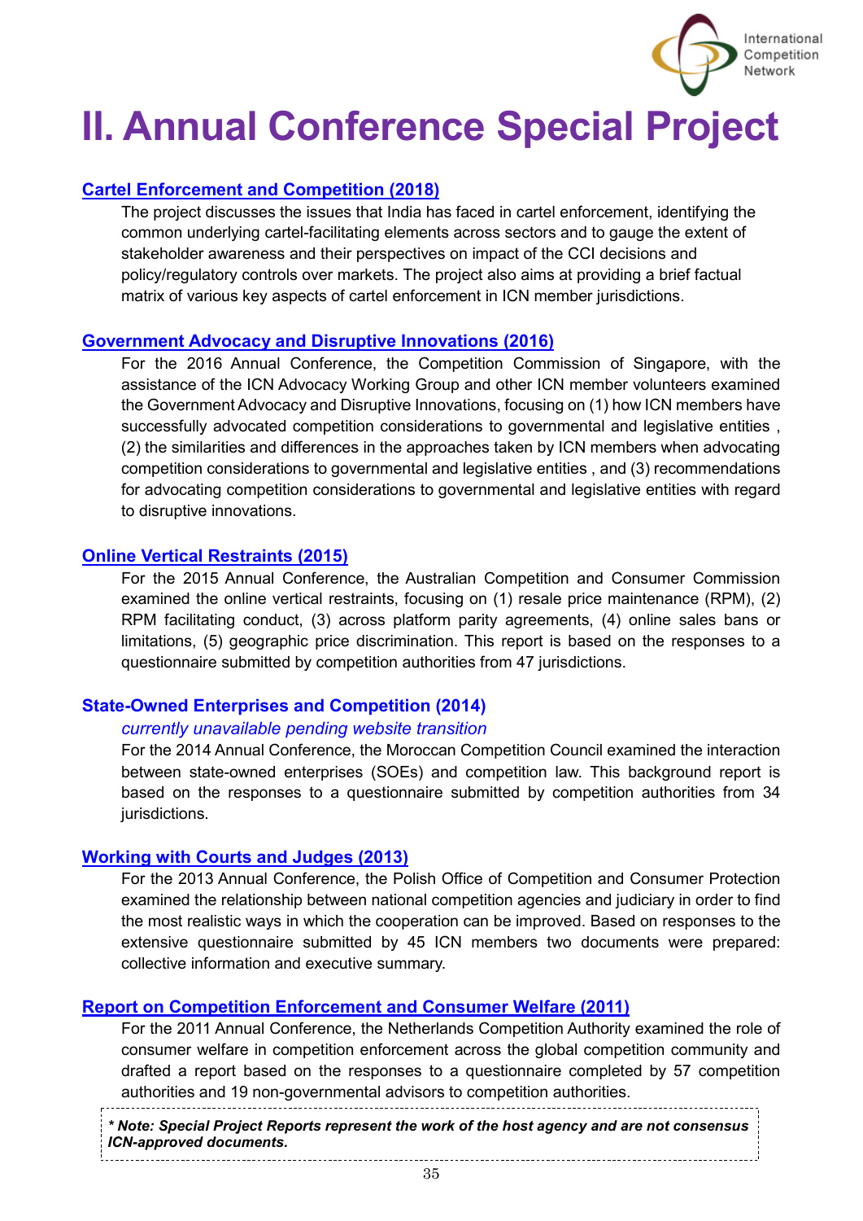# II. Annual Conference Special Project

### Cartel Enforcement and Competition (2018)

The project discusses the issues that India has faced in cartel enforcement, identifying the common underlying cartel-facilitating elements across sectors and to gauge the extent of stakeholder awareness and their perspectives on impact of the CCI decisions and policy/regulatory controls over markets. The project also aims at providing a brief factual matrix of various key aspects of cartel enforcement in ICN member jurisdictions.

### Government Advocacy and Disruptive Innovations (2016)

For the 2016 Annual Conference, the Competition Commission of Singapore, with the assistance of the ICN Advocacy Working Group and other ICN member volunteers examined the Government Advocacy and Disruptive Innovations, focusing on (1) how ICN members have successfully advocated competition considerations to governmental and legislative entities , (2) the similarities and differences in the approaches taken by ICN members when advocating competition considerations to governmental and legislative entities , and (3) recommendations for advocating competition considerations to governmental and legislative entities with regard to disruptive innovations.

### Online Vertical Restraints (2015)

For the 2015 Annual Conference, the Australian Competition and Consumer Commission examined the online vertical restraints, focusing on (1) resale price maintenance (RPM), (2) RPM facilitating conduct, (3) across platform parity agreements, (4) online sales bans or limitations, (5) geographic price discrimination. This report is based on the responses to a questionnaire submitted by competition authorities from 47 jurisdictions.

### State-Owned Enterprises and Competition (2014)

*currently unavailable pending website transition*

For the 2014 Annual Conference, the Moroccan Competition Council examined the interaction between state-owned enterprises (SOEs) and competition law. This background report is based on the responses to a questionnaire submitted by competition authorities from 34 jurisdictions.

### Working with Courts and Judges (2013)

For the 2013 Annual Conference, the Polish Office of Competition and Consumer Protection examined the relationship between national competition agencies and judiciary in order to find the most realistic ways in which the cooperation can be improved. Based on responses to the extensive questionnaire submitted by 45 ICN members two documents were prepared: collective information and executive summary.

### Report on Competition Enforcement and Consumer Welfare (2011)

For the 2011 Annual Conference, the Netherlands Competition Authority examined the role of consumer welfare in competition enforcement across the global competition community and drafted a report based on the responses to a questionnaire completed by 57 competition authorities and 19 non-governmental advisors to competition authorities.

***\* Note: Special Project Reports represent the work of the host agency and are not consensus ICN-approved documents.***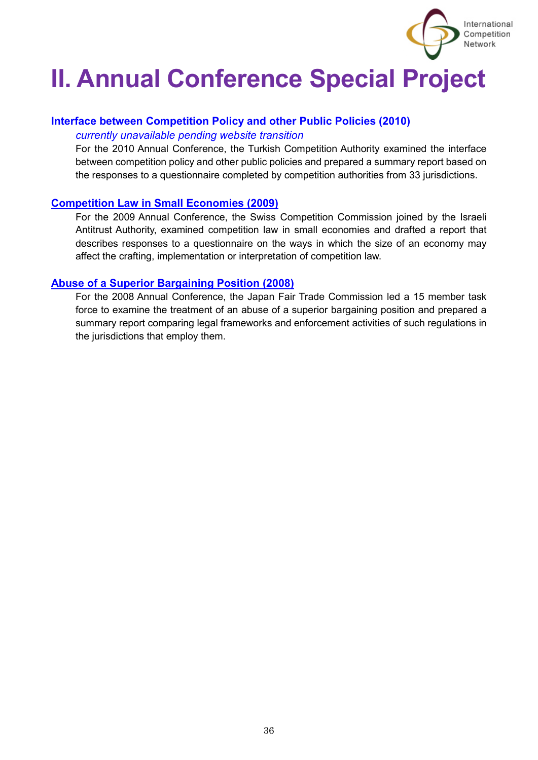# II. Annual Conference Special Project

### Interface between Competition Policy and other Public Policies (2010)

*currently unavailable pending website transition*

For the 2010 Annual Conference, the Turkish Competition Authority examined the interface between competition policy and other public policies and prepared a summary report based on the responses to a questionnaire completed by competition authorities from 33 jurisdictions.

### Competition Law in Small Economies (2009)

For the 2009 Annual Conference, the Swiss Competition Commission joined by the Israeli Antitrust Authority, examined competition law in small economies and drafted a report that describes responses to a questionnaire on the ways in which the size of an economy may affect the crafting, implementation or interpretation of competition law.

### Abuse of a Superior Bargaining Position (2008)

For the 2008 Annual Conference, the Japan Fair Trade Commission led a 15 member task force to examine the treatment of an abuse of a superior bargaining position and prepared a summary report comparing legal frameworks and enforcement activities of such regulations in the jurisdictions that employ them.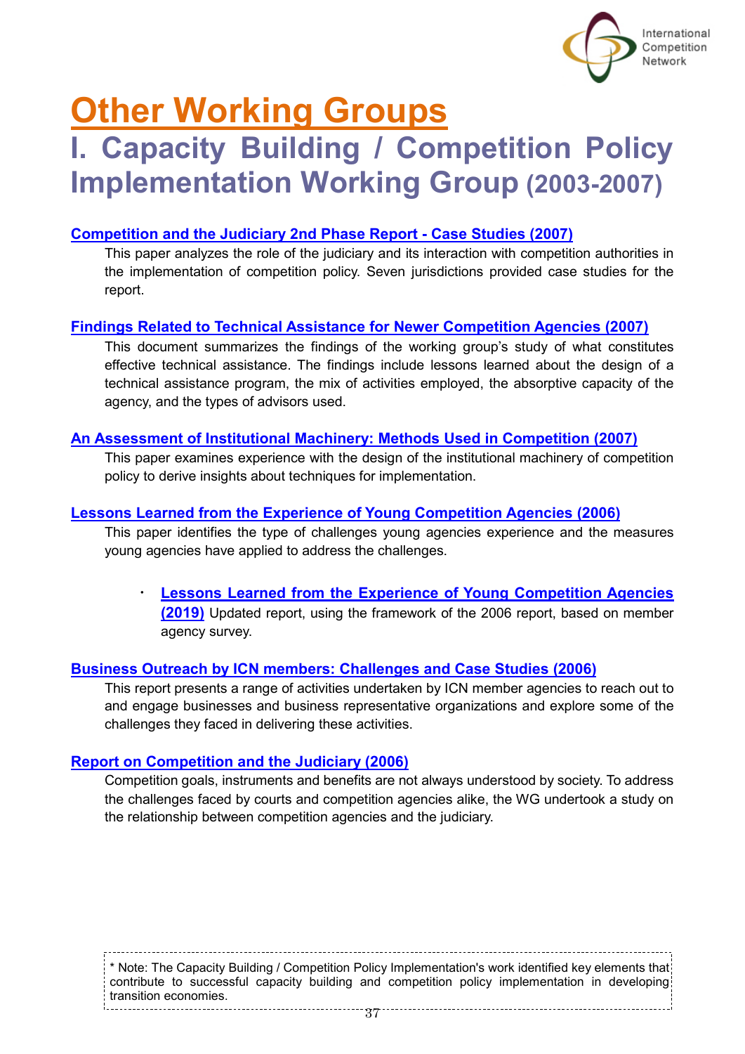# Other Working Groups

## I. Capacity Building / Competition Policy Implementation Working Group (2003-2007)

**Competition and the Judiciary 2nd Phase Report - Case Studies (2007)**

This paper analyzes the role of the judiciary and its interaction with competition authorities in the implementation of competition policy. Seven jurisdictions provided case studies for the report.

**Findings Related to Technical Assistance for Newer Competition Agencies (2007)**

This document summarizes the findings of the working group's study of what constitutes effective technical assistance. The findings include lessons learned about the design of a technical assistance program, the mix of activities employed, the absorptive capacity of the agency, and the types of advisors used.

**An Assessment of Institutional Machinery: Methods Used in Competition (2007)**

This paper examines experience with the design of the institutional machinery of competition policy to derive insights about techniques for implementation.

**Lessons Learned from the Experience of Young Competition Agencies (2006)**

This paper identifies the type of challenges young agencies experience and the measures young agencies have applied to address the challenges.

- **Lessons Learned from the Experience of Young Competition Agencies (2019)** Updated report, using the framework of the 2006 report, based on member agency survey.

**Business Outreach by ICN members: Challenges and Case Studies (2006)**

This report presents a range of activities undertaken by ICN member agencies to reach out to and engage businesses and business representative organizations and explore some of the challenges they faced in delivering these activities.

**Report on Competition and the Judiciary (2006)**

Competition goals, instruments and benefits are not always understood by society. To address the challenges faced by courts and competition agencies alike, the WG undertook a study on the relationship between competition agencies and the judiciary.

* Note: The Capacity Building / Competition Policy Implementation's work identified key elements that contribute to successful capacity building and competition policy implementation in developing transition economies.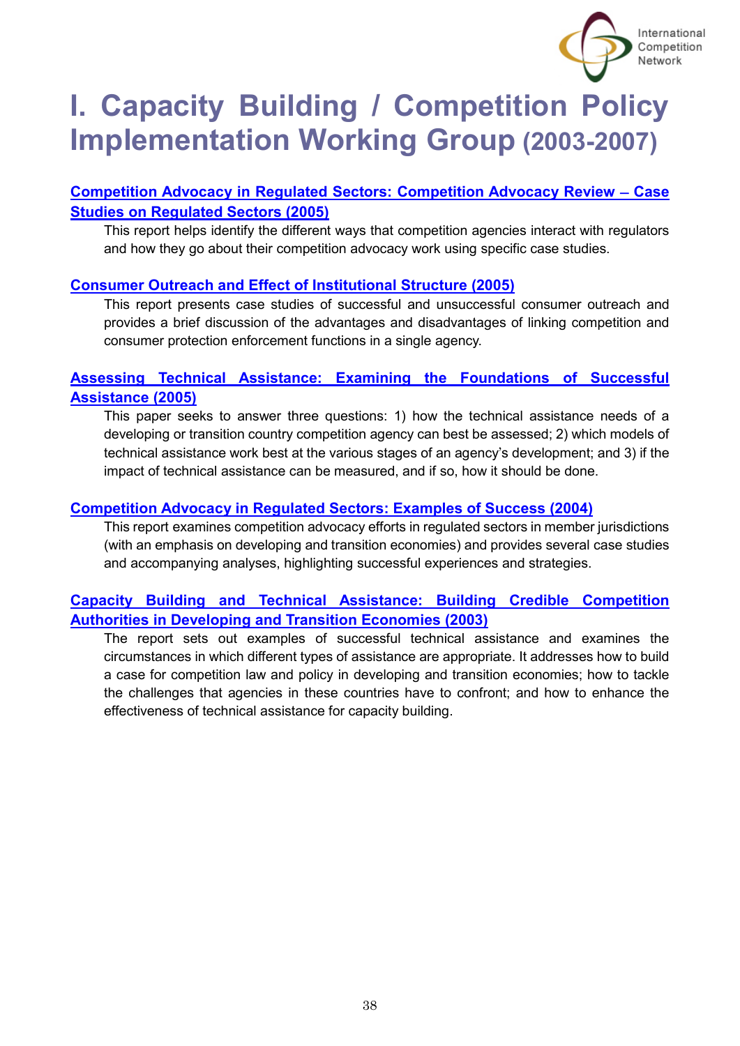# I. Capacity Building / Competition Policy Implementation Working Group (2003-2007)

**Competition Advocacy in Regulated Sectors: Competition Advocacy Review – Case Studies on Regulated Sectors (2005)**

This report helps identify the different ways that competition agencies interact with regulators and how they go about their competition advocacy work using specific case studies.

**Consumer Outreach and Effect of Institutional Structure (2005)**

This report presents case studies of successful and unsuccessful consumer outreach and provides a brief discussion of the advantages and disadvantages of linking competition and consumer protection enforcement functions in a single agency.

**Assessing Technical Assistance: Examining the Foundations of Successful Assistance (2005)**

This paper seeks to answer three questions: 1) how the technical assistance needs of a developing or transition country competition agency can best be assessed; 2) which models of technical assistance work best at the various stages of an agency's development; and 3) if the impact of technical assistance can be measured, and if so, how it should be done.

**Competition Advocacy in Regulated Sectors: Examples of Success (2004)**

This report examines competition advocacy efforts in regulated sectors in member jurisdictions (with an emphasis on developing and transition economies) and provides several case studies and accompanying analyses, highlighting successful experiences and strategies.

**Capacity Building and Technical Assistance: Building Credible Competition Authorities in Developing and Transition Economies (2003)**

The report sets out examples of successful technical assistance and examines the circumstances in which different types of assistance are appropriate. It addresses how to build a case for competition law and policy in developing and transition economies; how to tackle the challenges that agencies in these countries have to confront; and how to enhance the effectiveness of technical assistance for capacity building.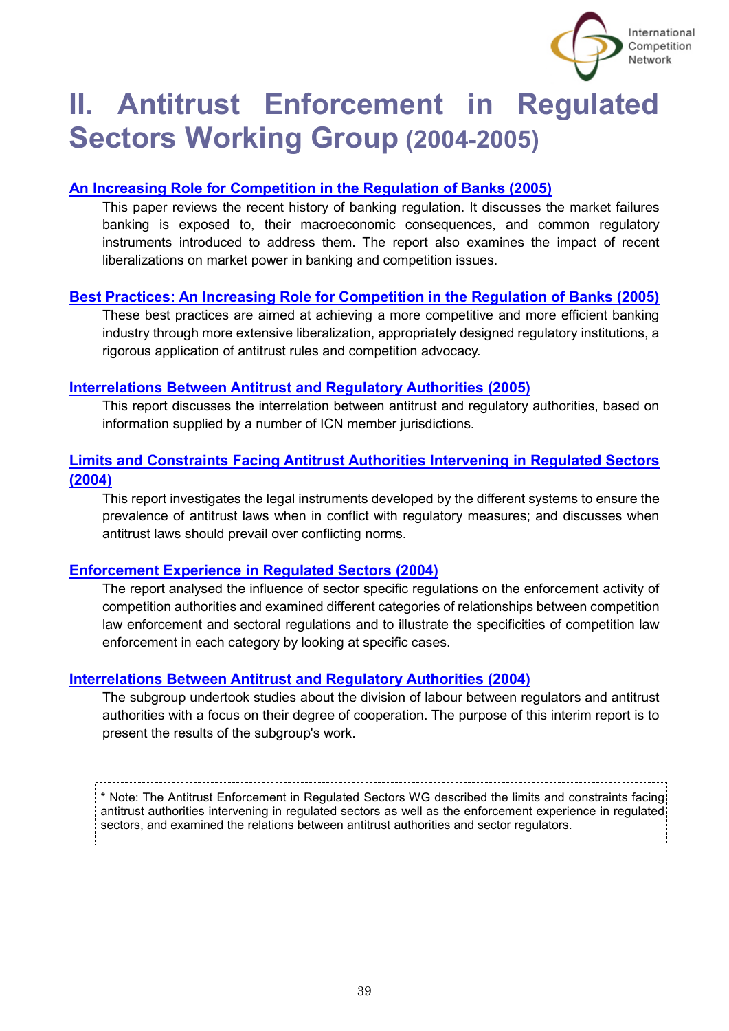# II. Antitrust Enforcement in Regulated Sectors Working Group (2004-2005)

**An Increasing Role for Competition in the Regulation of Banks (2005)**

This paper reviews the recent history of banking regulation. It discusses the market failures banking is exposed to, their macroeconomic consequences, and common regulatory instruments introduced to address them. The report also examines the impact of recent liberalizations on market power in banking and competition issues.

**Best Practices: An Increasing Role for Competition in the Regulation of Banks (2005)**

These best practices are aimed at achieving a more competitive and more efficient banking industry through more extensive liberalization, appropriately designed regulatory institutions, a rigorous application of antitrust rules and competition advocacy.

**Interrelations Between Antitrust and Regulatory Authorities (2005)**

This report discusses the interrelation between antitrust and regulatory authorities, based on information supplied by a number of ICN member jurisdictions.

**Limits and Constraints Facing Antitrust Authorities Intervening in Regulated Sectors (2004)**

This report investigates the legal instruments developed by the different systems to ensure the prevalence of antitrust laws when in conflict with regulatory measures; and discusses when antitrust laws should prevail over conflicting norms.

**Enforcement Experience in Regulated Sectors (2004)**

The report analysed the influence of sector specific regulations on the enforcement activity of competition authorities and examined different categories of relationships between competition law enforcement and sectoral regulations and to illustrate the specificities of competition law enforcement in each category by looking at specific cases.

**Interrelations Between Antitrust and Regulatory Authorities (2004)**

The subgroup undertook studies about the division of labour between regulators and antitrust authorities with a focus on their degree of cooperation. The purpose of this interim report is to present the results of the subgroup's work.

> * Note: The Antitrust Enforcement in Regulated Sectors WG described the limits and constraints facing antitrust authorities intervening in regulated sectors as well as the enforcement experience in regulated sectors, and examined the relations between antitrust authorities and sector regulators.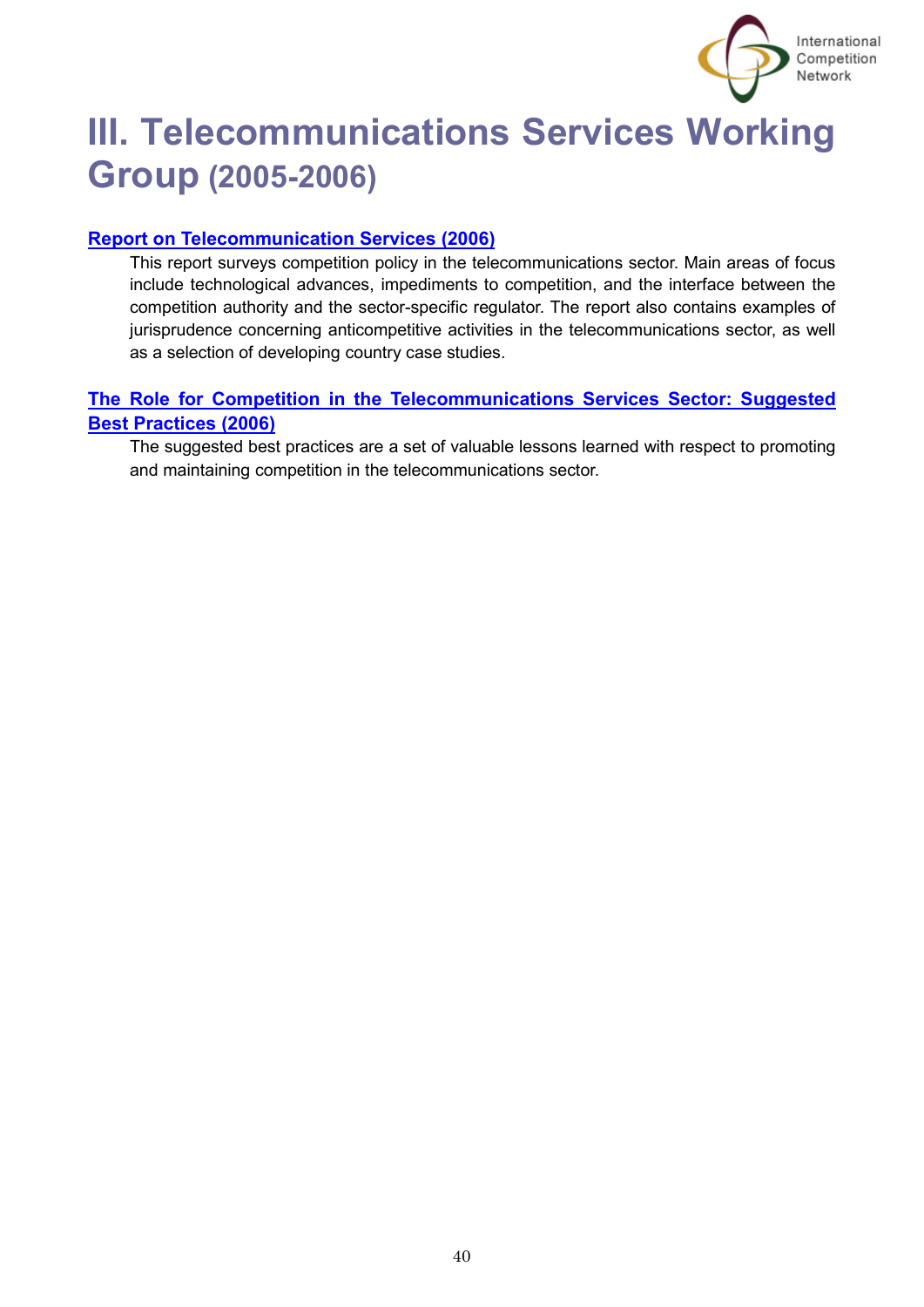# III. Telecommunications Services Working Group (2005-2006)

**Report on Telecommunication Services (2006)**

This report surveys competition policy in the telecommunications sector. Main areas of focus include technological advances, impediments to competition, and the interface between the competition authority and the sector-specific regulator. The report also contains examples of jurisprudence concerning anticompetitive activities in the telecommunications sector, as well as a selection of developing country case studies.

**The Role for Competition in the Telecommunications Services Sector: Suggested Best Practices (2006)**

The suggested best practices are a set of valuable lessons learned with respect to promoting and maintaining competition in the telecommunications sector.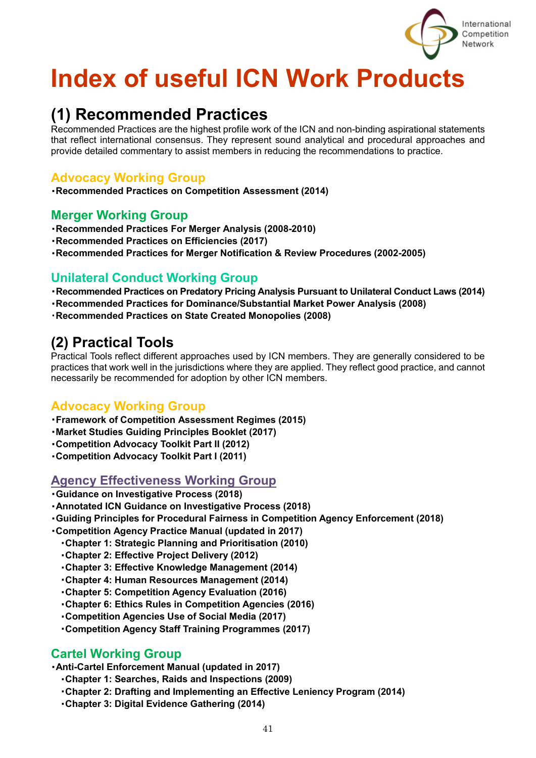# Index of useful ICN Work Products

## (1) Recommended Practices

Recommended Practices are the highest profile work of the ICN and non-binding aspirational statements that reflect international consensus. They represent sound analytical and procedural approaches and provide detailed commentary to assist members in reducing the recommendations to practice.

### Advocacy Working Group

- **Recommended Practices on Competition Assessment (2014)**

### Merger Working Group

- **Recommended Practices For Merger Analysis (2008-2010)**
- **Recommended Practices on Efficiencies (2017)**
- **Recommended Practices for Merger Notification & Review Procedures (2002-2005)**

### Unilateral Conduct Working Group

- **Recommended Practices on Predatory Pricing Analysis Pursuant to Unilateral Conduct Laws (2014)**
- **Recommended Practices for Dominance/Substantial Market Power Analysis (2008)**
- **Recommended Practices on State Created Monopolies (2008)**

## (2) Practical Tools

Practical Tools reflect different approaches used by ICN members. They are generally considered to be practices that work well in the jurisdictions where they are applied. They reflect good practice, and cannot necessarily be recommended for adoption by other ICN members.

### Advocacy Working Group

- **Framework of Competition Assessment Regimes (2015)**
- **Market Studies Guiding Principles Booklet (2017)**
- **Competition Advocacy Toolkit Part II (2012)**
- **Competition Advocacy Toolkit Part I (2011)**

### Agency Effectiveness Working Group

- **Guidance on Investigative Process (2018)**
- **Annotated ICN Guidance on Investigative Process (2018)**
- **Guiding Principles for Procedural Fairness in Competition Agency Enforcement (2018)**
- **Competition Agency Practice Manual (updated in 2017)**
  - **Chapter 1: Strategic Planning and Prioritisation (2010)**
  - **Chapter 2: Effective Project Delivery (2012)**
  - **Chapter 3: Effective Knowledge Management (2014)**
  - **Chapter 4: Human Resources Management (2014)**
  - **Chapter 5: Competition Agency Evaluation (2016)**
  - **Chapter 6: Ethics Rules in Competition Agencies (2016)**
  - **Competition Agencies Use of Social Media (2017)**
  - **Competition Agency Staff Training Programmes (2017)**

### Cartel Working Group

- **Anti-Cartel Enforcement Manual (updated in 2017)**
  - **Chapter 1: Searches, Raids and Inspections (2009)**
  - **Chapter 2: Drafting and Implementing an Effective Leniency Program (2014)**
  - **Chapter 3: Digital Evidence Gathering (2014)**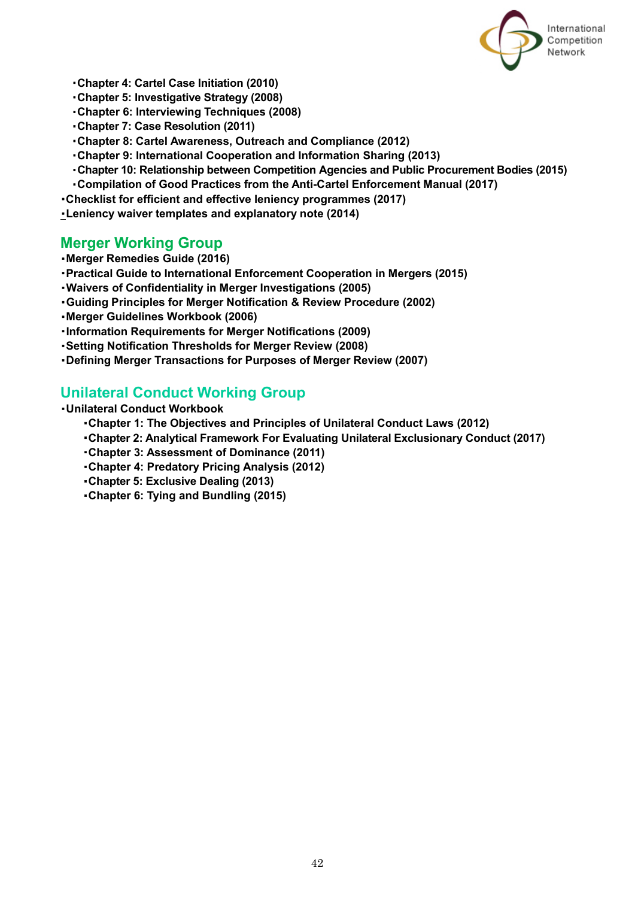- **Chapter 4: Cartel Case Initiation (2010)**
  - **Chapter 5: Investigative Strategy (2008)**
  - **Chapter 6: Interviewing Techniques (2008)**
  - **Chapter 7: Case Resolution (2011)**
  - **Chapter 8: Cartel Awareness, Outreach and Compliance (2012)**
  - **Chapter 9: International Cooperation and Information Sharing (2013)**
  - **Chapter 10: Relationship between Competition Agencies and Public Procurement Bodies (2015)**
  - **Compilation of Good Practices from the Anti-Cartel Enforcement Manual (2017)**
- **Checklist for efficient and effective leniency programmes (2017)**
- **Leniency waiver templates and explanatory note (2014)**

## Merger Working Group

- **Merger Remedies Guide (2016)**
- **Practical Guide to International Enforcement Cooperation in Mergers (2015)**
- **Waivers of Confidentiality in Merger Investigations (2005)**
- **Guiding Principles for Merger Notification & Review Procedure (2002)**
- **Merger Guidelines Workbook (2006)**
- **Information Requirements for Merger Notifications (2009)**
- **Setting Notification Thresholds for Merger Review (2008)**
- **Defining Merger Transactions for Purposes of Merger Review (2007)**

## Unilateral Conduct Working Group

- **Unilateral Conduct Workbook**
  - **Chapter 1: The Objectives and Principles of Unilateral Conduct Laws (2012)**
  - **Chapter 2: Analytical Framework For Evaluating Unilateral Exclusionary Conduct (2017)**
  - **Chapter 3: Assessment of Dominance (2011)**
  - **Chapter 4: Predatory Pricing Analysis (2012)**
  - **Chapter 5: Exclusive Dealing (2013)**
  - **Chapter 6: Tying and Bundling (2015)**